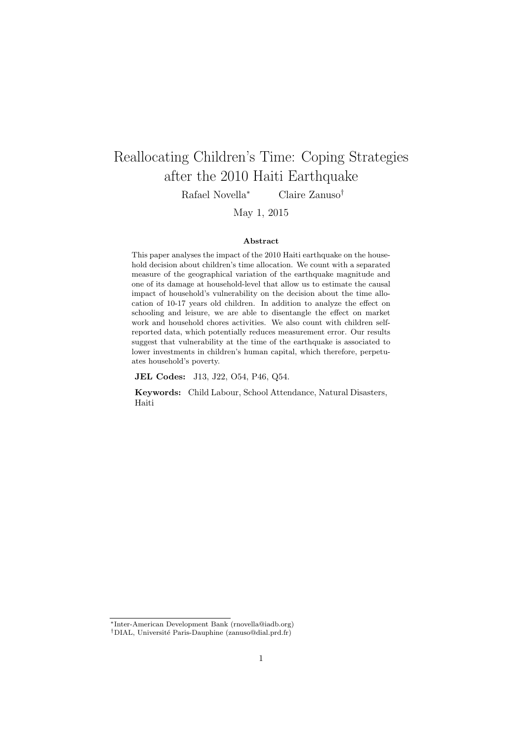# Reallocating Children's Time: Coping Strategies after the 2010 Haiti Earthquake

Rafael Novella[*] Claire Zanuso[†]

May 1, 2015

### Abstract

This paper analyses the impact of the 2010 Haiti earthquake on the household decision about children's time allocation. We count with a separated measure of the geographical variation of the earthquake magnitude and one of its damage at household-level that allow us to estimate the causal impact of household's vulnerability on the decision about the time allocation of 10-17 years old children. In addition to analyze the effect on schooling and leisure, we are able to disentangle the effect on market work and household chores activities. We also count with children self-reported data, which potentially reduces measurement error. Our results suggest that vulnerability at the time of the earthquake is associated to lower investments in children's human capital, which therefore, perpetuates household's poverty.

**JEL Codes:** J13, J22, O54, P46, Q54.

**Keywords:** Child Labour, School Attendance, Natural Disasters, Haiti

---

[*] Inter-American Development Bank (rnovella@iadb.org)

[†] DIAL, Université Paris-Dauphine (zanuso@dial.prd.fr)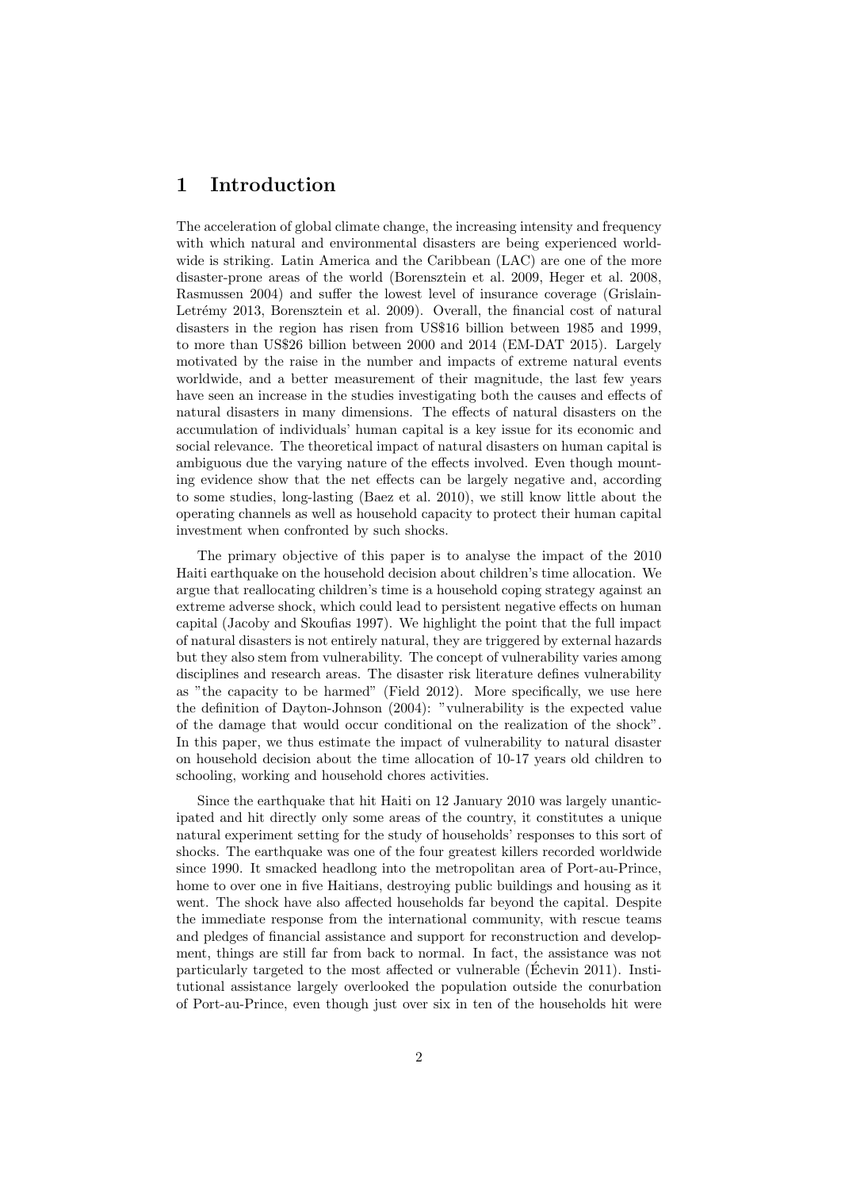# 1 Introduction

The acceleration of global climate change, the increasing intensity and frequency with which natural and environmental disasters are being experienced worldwide is striking. Latin America and the Caribbean (LAC) are one of the more disaster-prone areas of the world (Borensztein et al. 2009, Heger et al. 2008, Rasmussen 2004) and suffer the lowest level of insurance coverage (Grislain-Letrémy 2013, Borensztein et al. 2009). Overall, the financial cost of natural disasters in the region has risen from US\$16 billion between 1985 and 1999, to more than US\$26 billion between 2000 and 2014 (EM-DAT 2015). Largely motivated by the raise in the number and impacts of extreme natural events worldwide, and a better measurement of their magnitude, the last few years have seen an increase in the studies investigating both the causes and effects of natural disasters in many dimensions. The effects of natural disasters on the accumulation of individuals' human capital is a key issue for its economic and social relevance. The theoretical impact of natural disasters on human capital is ambiguous due the varying nature of the effects involved. Even though mounting evidence show that the net effects can be largely negative and, according to some studies, long-lasting (Baez et al. 2010), we still know little about the operating channels as well as household capacity to protect their human capital investment when confronted by such shocks.

The primary objective of this paper is to analyse the impact of the 2010 Haiti earthquake on the household decision about children's time allocation. We argue that reallocating children's time is a household coping strategy against an extreme adverse shock, which could lead to persistent negative effects on human capital (Jacoby and Skoufias 1997). We highlight the point that the full impact of natural disasters is not entirely natural, they are triggered by external hazards but they also stem from vulnerability. The concept of vulnerability varies among disciplines and research areas. The disaster risk literature defines vulnerability as "the capacity to be harmed" (Field 2012). More specifically, we use here the definition of Dayton-Johnson (2004): "vulnerability is the expected value of the damage that would occur conditional on the realization of the shock". In this paper, we thus estimate the impact of vulnerability to natural disaster on household decision about the time allocation of 10-17 years old children to schooling, working and household chores activities.

Since the earthquake that hit Haiti on 12 January 2010 was largely unanticipated and hit directly only some areas of the country, it constitutes a unique natural experiment setting for the study of households' responses to this sort of shocks. The earthquake was one of the four greatest killers recorded worldwide since 1990. It smacked headlong into the metropolitan area of Port-au-Prince, home to over one in five Haitians, destroying public buildings and housing as it went. The shock have also affected households far beyond the capital. Despite the immediate response from the international community, with rescue teams and pledges of financial assistance and support for reconstruction and development, things are still far from back to normal. In fact, the assistance was not particularly targeted to the most affected or vulnerable (Échevin 2011). Institutional assistance largely overlooked the population outside the conurbation of Port-au-Prince, even though just over six in ten of the households hit were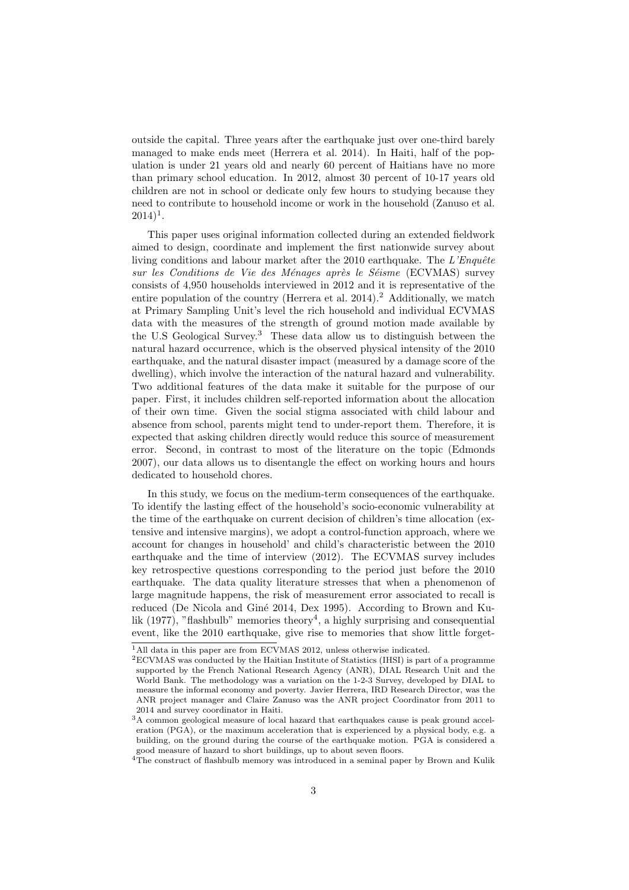outside the capital. Three years after the earthquake just over one-third barely managed to make ends meet (Herrera et al. 2014). In Haiti, half of the population is under 21 years old and nearly 60 percent of Haitians have no more than primary school education. In 2012, almost 30 percent of 10-17 years old children are not in school or dedicate only few hours to studying because they need to contribute to household income or work in the household (Zanuso et al. 2014)[1].

This paper uses original information collected during an extended fieldwork aimed to design, coordinate and implement the first nationwide survey about living conditions and labour market after the 2010 earthquake. The *L'Enquête sur les Conditions de Vie des Ménages après le Séisme* (ECVMAS) survey consists of 4,950 households interviewed in 2012 and it is representative of the entire population of the country (Herrera et al. 2014).[2] Additionally, we match at Primary Sampling Unit's level the rich household and individual ECVMAS data with the measures of the strength of ground motion made available by the U.S Geological Survey.[3] These data allow us to distinguish between the natural hazard occurrence, which is the observed physical intensity of the 2010 earthquake, and the natural disaster impact (measured by a damage score of the dwelling), which involve the interaction of the natural hazard and vulnerability. Two additional features of the data make it suitable for the purpose of our paper. First, it includes children self-reported information about the allocation of their own time. Given the social stigma associated with child labour and absence from school, parents might tend to under-report them. Therefore, it is expected that asking children directly would reduce this source of measurement error. Second, in contrast to most of the literature on the topic (Edmonds 2007), our data allows us to disentangle the effect on working hours and hours dedicated to household chores.

In this study, we focus on the medium-term consequences of the earthquake. To identify the lasting effect of the household's socio-economic vulnerability at the time of the earthquake on current decision of children's time allocation (extensive and intensive margins), we adopt a control-function approach, where we account for changes in household' and child's characteristic between the 2010 earthquake and the time of interview (2012). The ECVMAS survey includes key retrospective questions corresponding to the period just before the 2010 earthquake. The data quality literature stresses that when a phenomenon of large magnitude happens, the risk of measurement error associated to recall is reduced (De Nicola and Giné 2014, Dex 1995). According to Brown and Kulik (1977), "flashbulb" memories theory[4], a highly surprising and consequential event, like the 2010 earthquake, give rise to memories that show little forget-

[1] All data in this paper are from ECVMAS 2012, unless otherwise indicated.

[2] ECVMAS was conducted by the Haitian Institute of Statistics (IHSI) is part of a programme supported by the French National Research Agency (ANR), DIAL Research Unit and the World Bank. The methodology was a variation on the 1-2-3 Survey, developed by DIAL to measure the informal economy and poverty. Javier Herrera, IRD Research Director, was the ANR project manager and Claire Zanuso was the ANR project Coordinator from 2011 to 2014 and survey coordinator in Haiti.

[3] A common geological measure of local hazard that earthquakes cause is peak ground acceleration (PGA), or the maximum acceleration that is experienced by a physical body, e.g. a building, on the ground during the course of the earthquake motion. PGA is considered a good measure of hazard to short buildings, up to about seven floors.

[4] The construct of flashbulb memory was introduced in a seminal paper by Brown and Kulik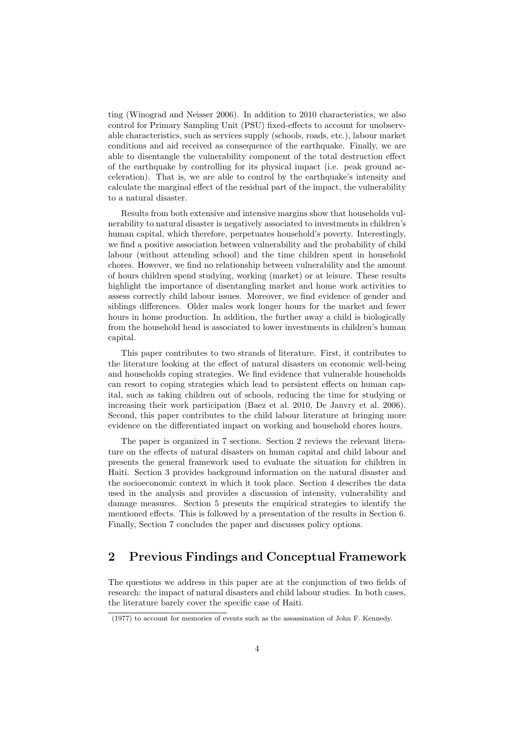ting (Winograd and Neisser 2006). In addition to 2010 characteristics, we also control for Primary Sampling Unit (PSU) fixed-effects to account for unobservable characteristics, such as services supply (schools, roads, etc.), labour market conditions and aid received as consequence of the earthquake. Finally, we are able to disentangle the vulnerability component of the total destruction effect of the earthquake by controlling for its physical impact (i.e. peak ground acceleration). That is, we are able to control by the earthquake's intensity and calculate the marginal effect of the residual part of the impact, the vulnerability to a natural disaster.

Results from both extensive and intensive margins show that households vulnerability to natural disaster is negatively associated to investments in children's human capital, which therefore, perpetuates household's poverty. Interestingly, we find a positive association between vulnerability and the probability of child labour (without attending school) and the time children spent in household chores. However, we find no relationship between vulnerability and the amount of hours children spend studying, working (market) or at leisure. These results highlight the importance of disentangling market and home work activities to assess correctly child labour issues. Moreover, we find evidence of gender and siblings differences. Older males work longer hours for the market and fewer hours in home production. In addition, the further away a child is biologically from the household head is associated to lower investments in children's human capital.

This paper contributes to two strands of literature. First, it contributes to the literature looking at the effect of natural disasters on economic well-being and households coping strategies. We find evidence that vulnerable households can resort to coping strategies which lead to persistent effects on human capital, such as taking children out of schools, reducing the time for studying or increasing their work participation (Baez et al. 2010, De Janvry et al. 2006). Second, this paper contributes to the child labour literature at bringing more evidence on the differentiated impact on working and household chores hours.

The paper is organized in 7 sections. Section 2 reviews the relevant literature on the effects of natural disasters on human capital and child labour and presents the general framework used to evaluate the situation for children in Haiti. Section 3 provides background information on the natural disaster and the socioeconomic context in which it took place. Section 4 describes the data used in the analysis and provides a discussion of intensity, vulnerability and damage measures. Section 5 presents the empirical strategies to identify the mentioned effects. This is followed by a presentation of the results in Section 6. Finally, Section 7 concludes the paper and discusses policy options.

## 2 Previous Findings and Conceptual Framework

The questions we address in this paper are at the conjunction of two fields of research: the impact of natural disasters and child labour studies. In both cases, the literature barely cover the specific case of Haiti.

(1977) to account for memories of events such as the assassination of John F. Kennedy.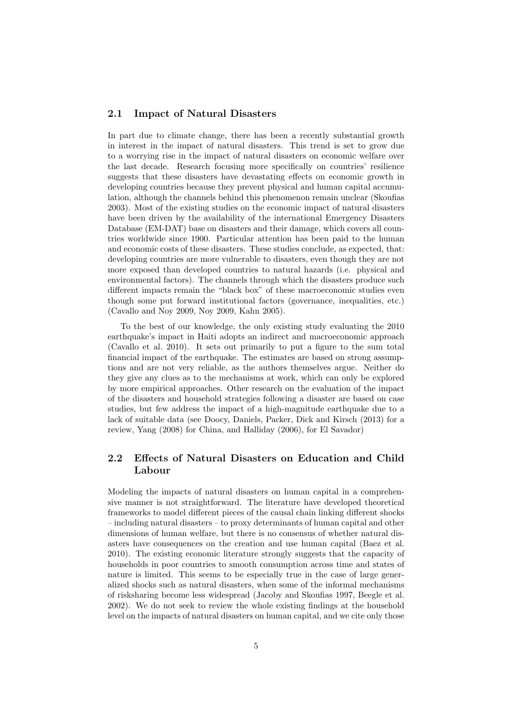## 2.1 Impact of Natural Disasters

In part due to climate change, there has been a recently substantial growth in interest in the impact of natural disasters. This trend is set to grow due to a worrying rise in the impact of natural disasters on economic welfare over the last decade. Research focusing more specifically on countries' resilience suggests that these disasters have devastating effects on economic growth in developing countries because they prevent physical and human capital accumulation, although the channels behind this phenomenon remain unclear (Skoufias 2003). Most of the existing studies on the economic impact of natural disasters have been driven by the availability of the international Emergency Disasters Database (EM-DAT) base on disasters and their damage, which covers all countries worldwide since 1900. Particular attention has been paid to the human and economic costs of these disasters. These studies conclude, as expected, that: developing countries are more vulnerable to disasters, even though they are not more exposed than developed countries to natural hazards (i.e. physical and environmental factors). The channels through which the disasters produce such different impacts remain the "black box" of these macroeconomic studies even though some put forward institutional factors (governance, inequalities, etc.) (Cavallo and Noy 2009, Noy 2009, Kahn 2005).

To the best of our knowledge, the only existing study evaluating the 2010 earthquake's impact in Haiti adopts an indirect and macroeconomic approach (Cavallo et al. 2010). It sets out primarily to put a figure to the sum total financial impact of the earthquake. The estimates are based on strong assumptions and are not very reliable, as the authors themselves argue. Neither do they give any clues as to the mechanisms at work, which can only be explored by more empirical approaches. Other research on the evaluation of the impact of the disasters and household strategies following a disaster are based on case studies, but few address the impact of a high-magnitude earthquake due to a lack of suitable data (see Doocy, Daniels, Packer, Dick and Kirsch (2013) for a review, Yang (2008) for China, and Halliday (2006), for El Savador)

## 2.2 Effects of Natural Disasters on Education and Child Labour

Modeling the impacts of natural disasters on human capital in a comprehensive manner is not straightforward. The literature have developed theoretical frameworks to model different pieces of the causal chain linking different shocks – including natural disasters – to proxy determinants of human capital and other dimensions of human welfare, but there is no consensus of whether natural disasters have consequences on the creation and use human capital (Baez et al. 2010). The existing economic literature strongly suggests that the capacity of households in poor countries to smooth consumption across time and states of nature is limited. This seems to be especially true in the case of large generalized shocks such as natural disasters, when some of the informal mechanisms of risksharing become less widespread (Jacoby and Skoufias 1997, Beegle et al. 2002). We do not seek to review the whole existing findings at the household level on the impacts of natural disasters on human capital, and we cite only those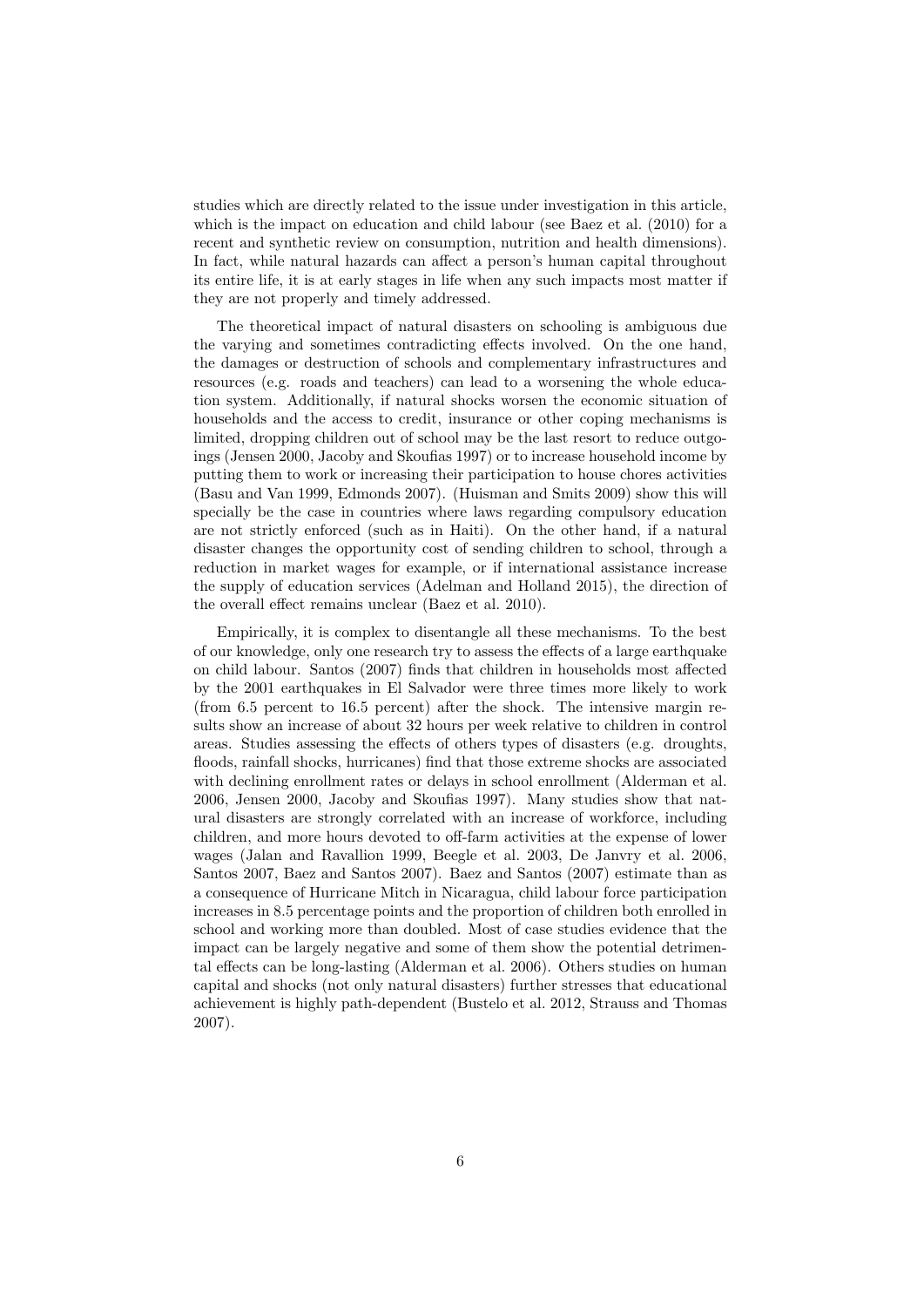studies which are directly related to the issue under investigation in this article, which is the impact on education and child labour (see Baez et al. (2010) for a recent and synthetic review on consumption, nutrition and health dimensions). In fact, while natural hazards can affect a person's human capital throughout its entire life, it is at early stages in life when any such impacts most matter if they are not properly and timely addressed.

The theoretical impact of natural disasters on schooling is ambiguous due the varying and sometimes contradicting effects involved. On the one hand, the damages or destruction of schools and complementary infrastructures and resources (e.g. roads and teachers) can lead to a worsening the whole education system. Additionally, if natural shocks worsen the economic situation of households and the access to credit, insurance or other coping mechanisms is limited, dropping children out of school may be the last resort to reduce outgoings (Jensen 2000, Jacoby and Skoufias 1997) or to increase household income by putting them to work or increasing their participation to house chores activities (Basu and Van 1999, Edmonds 2007). (Huisman and Smits 2009) show this will specially be the case in countries where laws regarding compulsory education are not strictly enforced (such as in Haiti). On the other hand, if a natural disaster changes the opportunity cost of sending children to school, through a reduction in market wages for example, or if international assistance increase the supply of education services (Adelman and Holland 2015), the direction of the overall effect remains unclear (Baez et al. 2010).

Empirically, it is complex to disentangle all these mechanisms. To the best of our knowledge, only one research try to assess the effects of a large earthquake on child labour. Santos (2007) finds that children in households most affected by the 2001 earthquakes in El Salvador were three times more likely to work (from 6.5 percent to 16.5 percent) after the shock. The intensive margin results show an increase of about 32 hours per week relative to children in control areas. Studies assessing the effects of others types of disasters (e.g. droughts, floods, rainfall shocks, hurricanes) find that those extreme shocks are associated with declining enrollment rates or delays in school enrollment (Alderman et al. 2006, Jensen 2000, Jacoby and Skoufias 1997). Many studies show that natural disasters are strongly correlated with an increase of workforce, including children, and more hours devoted to off-farm activities at the expense of lower wages (Jalan and Ravallion 1999, Beegle et al. 2003, De Janvry et al. 2006, Santos 2007, Baez and Santos 2007). Baez and Santos (2007) estimate than as a consequence of Hurricane Mitch in Nicaragua, child labour force participation increases in 8.5 percentage points and the proportion of children both enrolled in school and working more than doubled. Most of case studies evidence that the impact can be largely negative and some of them show the potential detrimental effects can be long-lasting (Alderman et al. 2006). Others studies on human capital and shocks (not only natural disasters) further stresses that educational achievement is highly path-dependent (Bustelo et al. 2012, Strauss and Thomas 2007).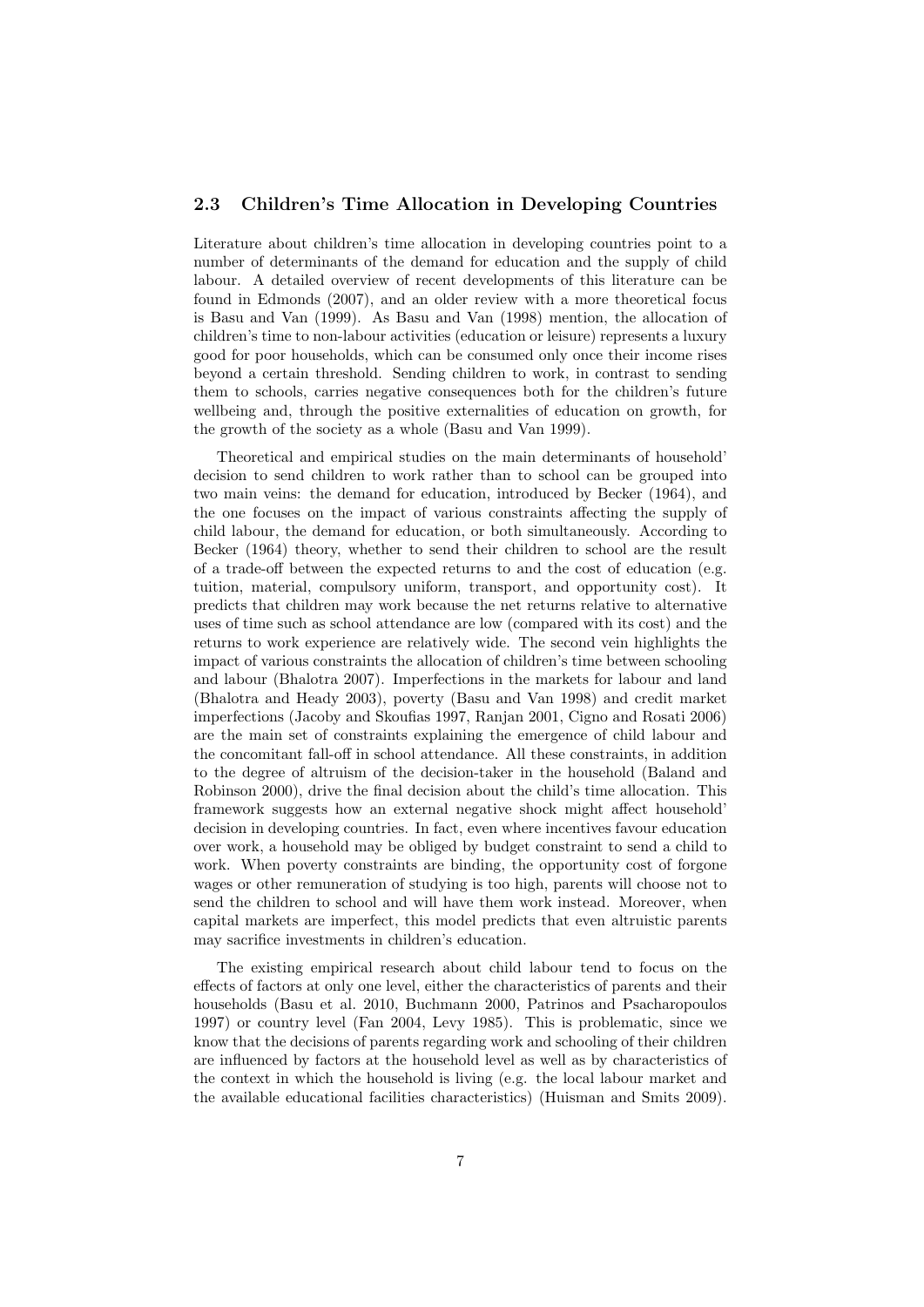## 2.3 Children's Time Allocation in Developing Countries

Literature about children's time allocation in developing countries point to a number of determinants of the demand for education and the supply of child labour. A detailed overview of recent developments of this literature can be found in Edmonds (2007), and an older review with a more theoretical focus is Basu and Van (1999). As Basu and Van (1998) mention, the allocation of children's time to non-labour activities (education or leisure) represents a luxury good for poor households, which can be consumed only once their income rises beyond a certain threshold. Sending children to work, in contrast to sending them to schools, carries negative consequences both for the children's future wellbeing and, through the positive externalities of education on growth, for the growth of the society as a whole (Basu and Van 1999).

Theoretical and empirical studies on the main determinants of household' decision to send children to work rather than to school can be grouped into two main veins: the demand for education, introduced by Becker (1964), and the one focuses on the impact of various constraints affecting the supply of child labour, the demand for education, or both simultaneously. According to Becker (1964) theory, whether to send their children to school are the result of a trade-off between the expected returns to and the cost of education (e.g. tuition, material, compulsory uniform, transport, and opportunity cost). It predicts that children may work because the net returns relative to alternative uses of time such as school attendance are low (compared with its cost) and the returns to work experience are relatively wide. The second vein highlights the impact of various constraints the allocation of children's time between schooling and labour (Bhalotra 2007). Imperfections in the markets for labour and land (Bhalotra and Heady 2003), poverty (Basu and Van 1998) and credit market imperfections (Jacoby and Skoufias 1997, Ranjan 2001, Cigno and Rosati 2006) are the main set of constraints explaining the emergence of child labour and the concomitant fall-off in school attendance. All these constraints, in addition to the degree of altruism of the decision-taker in the household (Baland and Robinson 2000), drive the final decision about the child's time allocation. This framework suggests how an external negative shock might affect household' decision in developing countries. In fact, even where incentives favour education over work, a household may be obliged by budget constraint to send a child to work. When poverty constraints are binding, the opportunity cost of forgone wages or other remuneration of studying is too high, parents will choose not to send the children to school and will have them work instead. Moreover, when capital markets are imperfect, this model predicts that even altruistic parents may sacrifice investments in children's education.

The existing empirical research about child labour tend to focus on the effects of factors at only one level, either the characteristics of parents and their households (Basu et al. 2010, Buchmann 2000, Patrinos and Psacharopoulos 1997) or country level (Fan 2004, Levy 1985). This is problematic, since we know that the decisions of parents regarding work and schooling of their children are influenced by factors at the household level as well as by characteristics of the context in which the household is living (e.g. the local labour market and the available educational facilities characteristics) (Huisman and Smits 2009).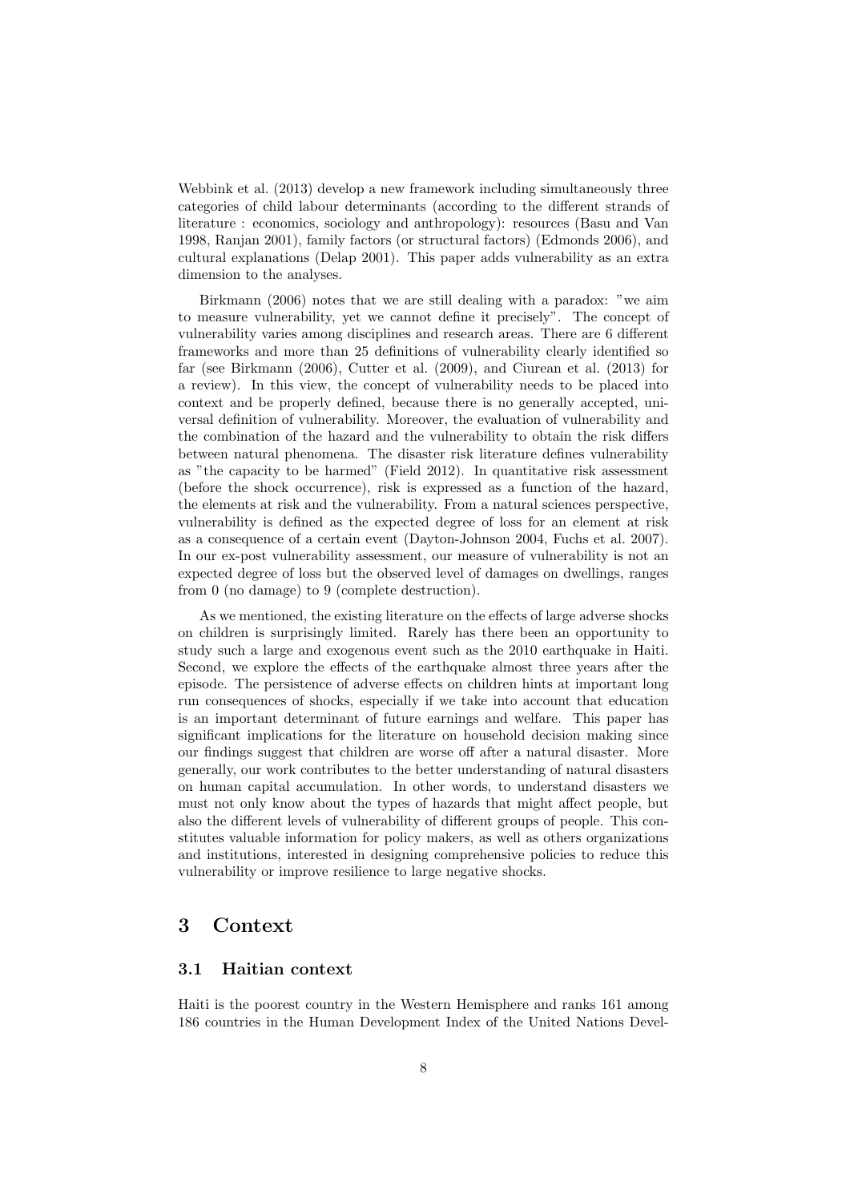Webbink et al. (2013) develop a new framework including simultaneously three categories of child labour determinants (according to the different strands of literature : economics, sociology and anthropology): resources (Basu and Van 1998, Ranjan 2001), family factors (or structural factors) (Edmonds 2006), and cultural explanations (Delap 2001). This paper adds vulnerability as an extra dimension to the analyses.

Birkmann (2006) notes that we are still dealing with a paradox: "we aim to measure vulnerability, yet we cannot define it precisely". The concept of vulnerability varies among disciplines and research areas. There are 6 different frameworks and more than 25 definitions of vulnerability clearly identified so far (see Birkmann (2006), Cutter et al. (2009), and Ciurean et al. (2013) for a review). In this view, the concept of vulnerability needs to be placed into context and be properly defined, because there is no generally accepted, universal definition of vulnerability. Moreover, the evaluation of vulnerability and the combination of the hazard and the vulnerability to obtain the risk differs between natural phenomena. The disaster risk literature defines vulnerability as "the capacity to be harmed" (Field 2012). In quantitative risk assessment (before the shock occurrence), risk is expressed as a function of the hazard, the elements at risk and the vulnerability. From a natural sciences perspective, vulnerability is defined as the expected degree of loss for an element at risk as a consequence of a certain event (Dayton-Johnson 2004, Fuchs et al. 2007). In our ex-post vulnerability assessment, our measure of vulnerability is not an expected degree of loss but the observed level of damages on dwellings, ranges from 0 (no damage) to 9 (complete destruction).

As we mentioned, the existing literature on the effects of large adverse shocks on children is surprisingly limited. Rarely has there been an opportunity to study such a large and exogenous event such as the 2010 earthquake in Haiti. Second, we explore the effects of the earthquake almost three years after the episode. The persistence of adverse effects on children hints at important long run consequences of shocks, especially if we take into account that education is an important determinant of future earnings and welfare. This paper has significant implications for the literature on household decision making since our findings suggest that children are worse off after a natural disaster. More generally, our work contributes to the better understanding of natural disasters on human capital accumulation. In other words, to understand disasters we must not only know about the types of hazards that might affect people, but also the different levels of vulnerability of different groups of people. This constitutes valuable information for policy makers, as well as others organizations and institutions, interested in designing comprehensive policies to reduce this vulnerability or improve resilience to large negative shocks.

## 3 Context

### 3.1 Haitian context

Haiti is the poorest country in the Western Hemisphere and ranks 161 among 186 countries in the Human Development Index of the United Nations Devel-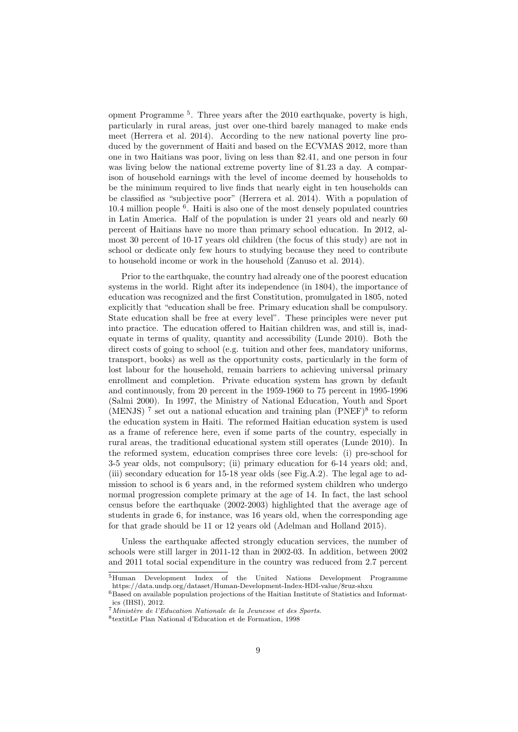opment Programme [5]. Three years after the 2010 earthquake, poverty is high, particularly in rural areas, just over one-third barely managed to make ends meet (Herrera et al. 2014). According to the new national poverty line produced by the government of Haiti and based on the ECVMAS 2012, more than one in two Haitians was poor, living on less than $2.41, and one person in four was living below the national extreme poverty line of $1.23 a day. A comparison of household earnings with the level of income deemed by households to be the minimum required to live finds that nearly eight in ten households can be classified as "subjective poor" (Herrera et al. 2014). With a population of 10.4 million people [6]. Haiti is also one of the most densely populated countries in Latin America. Half of the population is under 21 years old and nearly 60 percent of Haitians have no more than primary school education. In 2012, almost 30 percent of 10-17 years old children (the focus of this study) are not in school or dedicate only few hours to studying because they need to contribute to household income or work in the household (Zanuso et al. 2014).

Prior to the earthquake, the country had already one of the poorest education systems in the world. Right after its independence (in 1804), the importance of education was recognized and the first Constitution, promulgated in 1805, noted explicitly that "education shall be free. Primary education shall be compulsory. State education shall be free at every level". These principles were never put into practice. The education offered to Haitian children was, and still is, inadequate in terms of quality, quantity and accessibility (Lunde 2010). Both the direct costs of going to school (e.g. tuition and other fees, mandatory uniforms, transport, books) as well as the opportunity costs, particularly in the form of lost labour for the household, remain barriers to achieving universal primary enrollment and completion. Private education system has grown by default and continuously, from 20 percent in the 1959-1960 to 75 percent in 1995-1996 (Salmi 2000). In 1997, the Ministry of National Education, Youth and Sport (MENJS) [7] set out a national education and training plan (PNEF)[8] to reform the education system in Haiti. The reformed Haitian education system is used as a frame of reference here, even if some parts of the country, especially in rural areas, the traditional educational system still operates (Lunde 2010). In the reformed system, education comprises three core levels: (i) pre-school for 3-5 year olds, not compulsory; (ii) primary education for 6-14 years old; and, (iii) secondary education for 15-18 year olds (see Fig.A.2). The legal age to admission to school is 6 years and, in the reformed system children who undergo normal progression complete primary at the age of 14. In fact, the last school census before the earthquake (2002-2003) highlighted that the average age of students in grade 6, for instance, was 16 years old, when the corresponding age for that grade should be 11 or 12 years old (Adelman and Holland 2015).

Unless the earthquake affected strongly education services, the number of schools were still larger in 2011-12 than in 2002-03. In addition, between 2002 and 2011 total social expenditure in the country was reduced from 2.7 percent

---

[5] Human Development Index of the United Nations Development Programme https://data.undp.org/dataset/Human-Development-Index-HDI-value/8ruz-shxu

[6] Based on available population projections of the Haitian Institute of Statistics and Informatics (IHSI), 2012.

[7] *Ministère de l'Education Nationale de la Jeunesse et des Sports.*

[8] textitLe Plan National d'Education et de Formation, 1998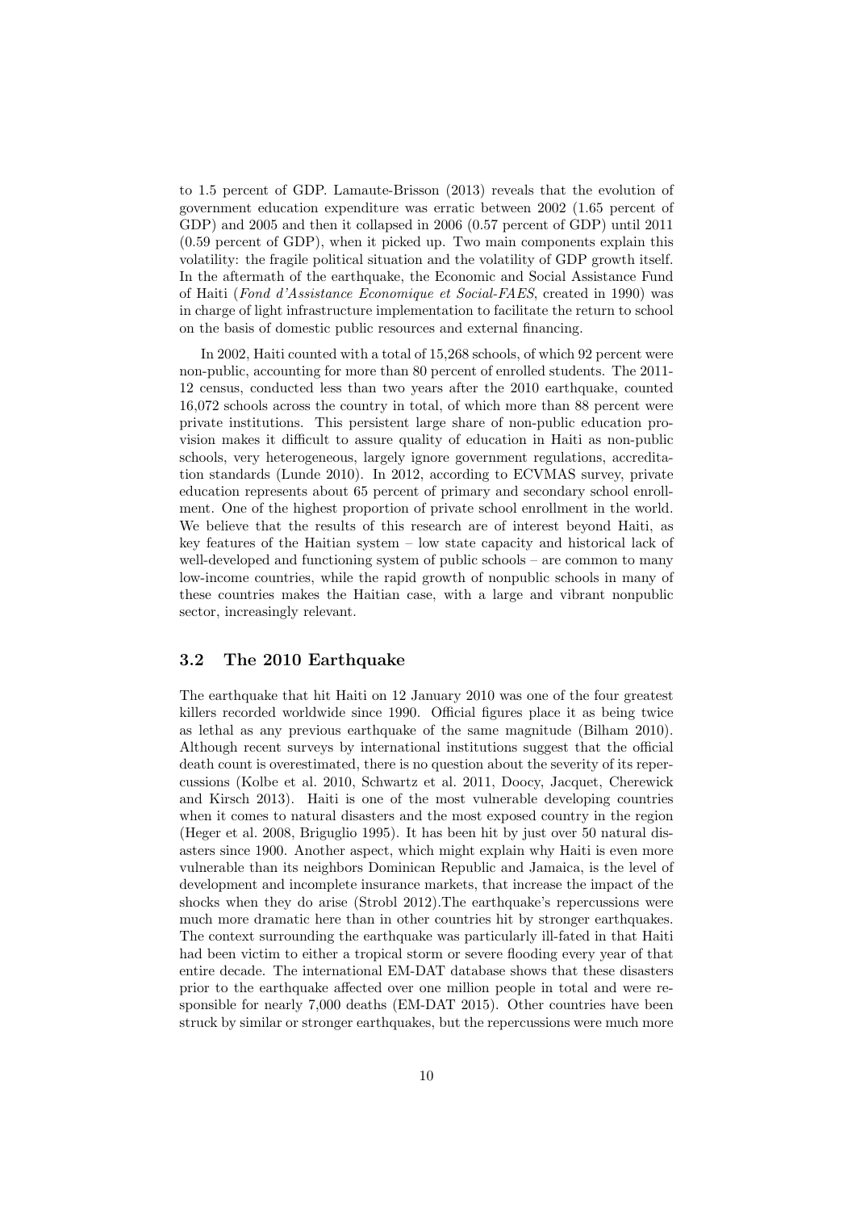to 1.5 percent of GDP. Lamaute-Brisson (2013) reveals that the evolution of government education expenditure was erratic between 2002 (1.65 percent of GDP) and 2005 and then it collapsed in 2006 (0.57 percent of GDP) until 2011 (0.59 percent of GDP), when it picked up. Two main components explain this volatility: the fragile political situation and the volatility of GDP growth itself. In the aftermath of the earthquake, the Economic and Social Assistance Fund of Haiti (*Fond d'Assistance Economique et Social-FAES*, created in 1990) was in charge of light infrastructure implementation to facilitate the return to school on the basis of domestic public resources and external financing.

In 2002, Haiti counted with a total of 15,268 schools, of which 92 percent were non-public, accounting for more than 80 percent of enrolled students. The 2011-12 census, conducted less than two years after the 2010 earthquake, counted 16,072 schools across the country in total, of which more than 88 percent were private institutions. This persistent large share of non-public education provision makes it difficult to assure quality of education in Haiti as non-public schools, very heterogeneous, largely ignore government regulations, accreditation standards (Lunde 2010). In 2012, according to ECVMAS survey, private education represents about 65 percent of primary and secondary school enrollment. One of the highest proportion of private school enrollment in the world. We believe that the results of this research are of interest beyond Haiti, as key features of the Haitian system – low state capacity and historical lack of well-developed and functioning system of public schools – are common to many low-income countries, while the rapid growth of nonpublic schools in many of these countries makes the Haitian case, with a large and vibrant nonpublic sector, increasingly relevant.

### 3.2 The 2010 Earthquake

The earthquake that hit Haiti on 12 January 2010 was one of the four greatest killers recorded worldwide since 1990. Official figures place it as being twice as lethal as any previous earthquake of the same magnitude (Bilham 2010). Although recent surveys by international institutions suggest that the official death count is overestimated, there is no question about the severity of its repercussions (Kolbe et al. 2010, Schwartz et al. 2011, Doocy, Jacquet, Cherewick and Kirsch 2013). Haiti is one of the most vulnerable developing countries when it comes to natural disasters and the most exposed country in the region (Heger et al. 2008, Briguglio 1995). It has been hit by just over 50 natural disasters since 1900. Another aspect, which might explain why Haiti is even more vulnerable than its neighbors Dominican Republic and Jamaica, is the level of development and incomplete insurance markets, that increase the impact of the shocks when they do arise (Strobl 2012).The earthquake's repercussions were much more dramatic here than in other countries hit by stronger earthquakes. The context surrounding the earthquake was particularly ill-fated in that Haiti had been victim to either a tropical storm or severe flooding every year of that entire decade. The international EM-DAT database shows that these disasters prior to the earthquake affected over one million people in total and were responsible for nearly 7,000 deaths (EM-DAT 2015). Other countries have been struck by similar or stronger earthquakes, but the repercussions were much more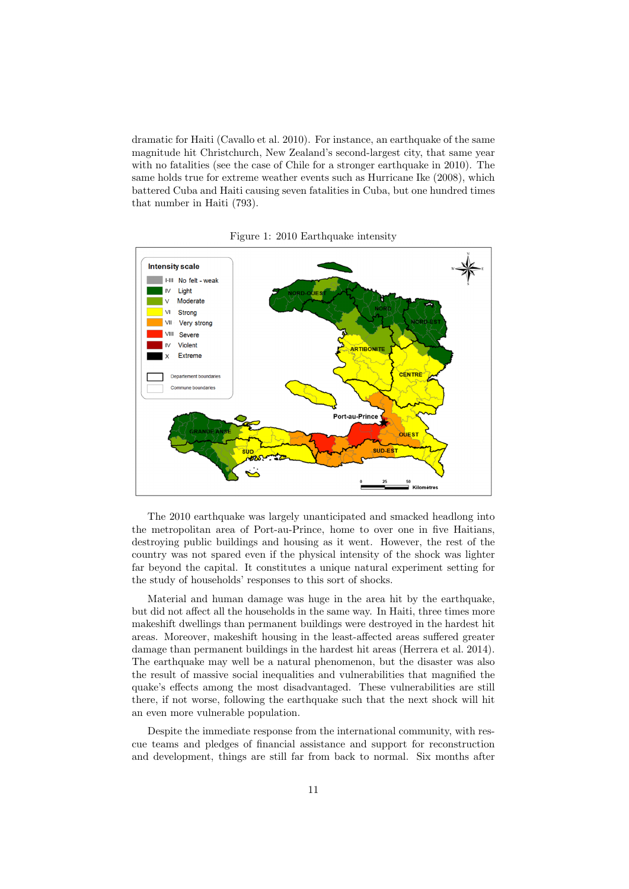dramatic for Haiti (Cavallo et al. 2010). For instance, an earthquake of the same magnitude hit Christchurch, New Zealand's second-largest city, that same year with no fatalities (see the case of Chile for a stronger earthquake in 2010). The same holds true for extreme weather events such as Hurricane Ike (2008), which battered Cuba and Haiti causing seven fatalities in Cuba, but one hundred times that number in Haiti (793).

Figure 1: 2010 Earthquake intensity

The 2010 earthquake was largely unanticipated and smacked headlong into the metropolitan area of Port-au-Prince, home to over one in five Haitians, destroying public buildings and housing as it went. However, the rest of the country was not spared even if the physical intensity of the shock was lighter far beyond the capital. It constitutes a unique natural experiment setting for the study of households' responses to this sort of shocks.

Material and human damage was huge in the area hit by the earthquake, but did not affect all the households in the same way. In Haiti, three times more makeshift dwellings than permanent buildings were destroyed in the hardest hit areas. Moreover, makeshift housing in the least-affected areas suffered greater damage than permanent buildings in the hardest hit areas (Herrera et al. 2014). The earthquake may well be a natural phenomenon, but the disaster was also the result of massive social inequalities and vulnerabilities that magnified the quake's effects among the most disadvantaged. These vulnerabilities are still there, if not worse, following the earthquake such that the next shock will hit an even more vulnerable population.

Despite the immediate response from the international community, with rescue teams and pledges of financial assistance and support for reconstruction and development, things are still far from back to normal. Six months after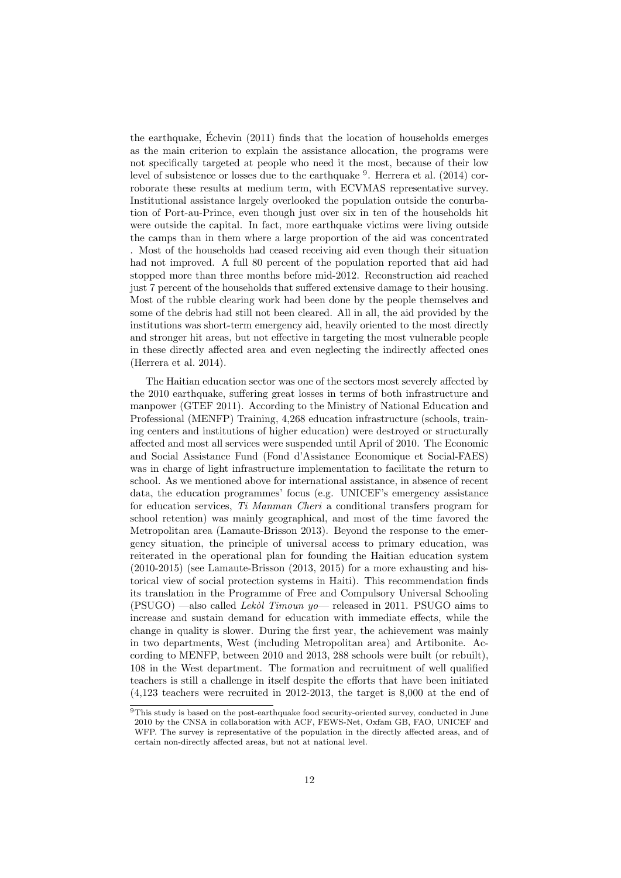the earthquake, Échevin (2011) finds that the location of households emerges as the main criterion to explain the assistance allocation, the programs were not specifically targeted at people who need it the most, because of their low level of subsistence or losses due to the earthquake [9]. Herrera et al. (2014) corroborate these results at medium term, with ECVMAS representative survey. Institutional assistance largely overlooked the population outside the conurbation of Port-au-Prince, even though just over six in ten of the households hit were outside the capital. In fact, more earthquake victims were living outside the camps than in them where a large proportion of the aid was concentrated . Most of the households had ceased receiving aid even though their situation had not improved. A full 80 percent of the population reported that aid had stopped more than three months before mid-2012. Reconstruction aid reached just 7 percent of the households that suffered extensive damage to their housing. Most of the rubble clearing work had been done by the people themselves and some of the debris had still not been cleared. All in all, the aid provided by the institutions was short-term emergency aid, heavily oriented to the most directly and stronger hit areas, but not effective in targeting the most vulnerable people in these directly affected area and even neglecting the indirectly affected ones (Herrera et al. 2014).

The Haitian education sector was one of the sectors most severely affected by the 2010 earthquake, suffering great losses in terms of both infrastructure and manpower (GTEF 2011). According to the Ministry of National Education and Professional (MENFP) Training, 4,268 education infrastructure (schools, training centers and institutions of higher education) were destroyed or structurally affected and most all services were suspended until April of 2010. The Economic and Social Assistance Fund (Fond d'Assistance Economique et Social-FAES) was in charge of light infrastructure implementation to facilitate the return to school. As we mentioned above for international assistance, in absence of recent data, the education programmes' focus (e.g. UNICEF's emergency assistance for education services, *Ti Manman Cheri* a conditional transfers program for school retention) was mainly geographical, and most of the time favored the Metropolitan area (Lamaute-Brisson 2013). Beyond the response to the emergency situation, the principle of universal access to primary education, was reiterated in the operational plan for founding the Haitian education system (2010-2015) (see Lamaute-Brisson (2013, 2015) for a more exhausting and historical view of social protection systems in Haiti). This recommendation finds its translation in the Programme of Free and Compulsory Universal Schooling (PSUGO) —also called *Lekòl Timoun yo*— released in 2011. PSUGO aims to increase and sustain demand for education with immediate effects, while the change in quality is slower. During the first year, the achievement was mainly in two departments, West (including Metropolitan area) and Artibonite. According to MENFP, between 2010 and 2013, 288 schools were built (or rebuilt), 108 in the West department. The formation and recruitment of well qualified teachers is still a challenge in itself despite the efforts that have been initiated (4,123 teachers were recruited in 2012-2013, the target is 8,000 at the end of

[9] This study is based on the post-earthquake food security-oriented survey, conducted in June 2010 by the CNSA in collaboration with ACF, FEWS-Net, Oxfam GB, FAO, UNICEF and WFP. The survey is representative of the population in the directly affected areas, and of certain non-directly affected areas, but not at national level.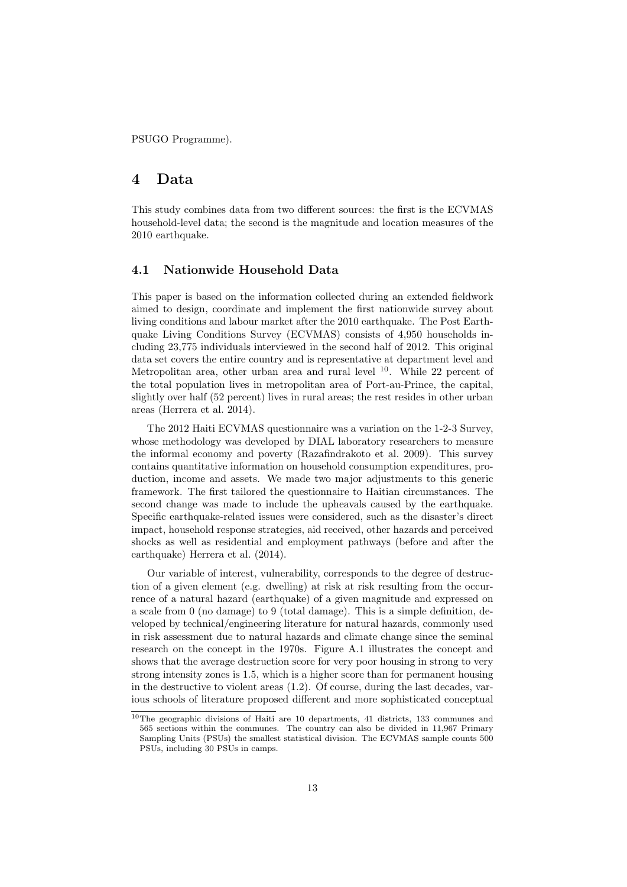PSUGO Programme).

# 4 Data

This study combines data from two different sources: the first is the ECVMAS household-level data; the second is the magnitude and location measures of the 2010 earthquake.

## 4.1 Nationwide Household Data

This paper is based on the information collected during an extended fieldwork aimed to design, coordinate and implement the first nationwide survey about living conditions and labour market after the 2010 earthquake. The Post Earthquake Living Conditions Survey (ECVMAS) consists of 4,950 households including 23,775 individuals interviewed in the second half of 2012. This original data set covers the entire country and is representative at department level and Metropolitan area, other urban area and rural level [10]. While 22 percent of the total population lives in metropolitan area of Port-au-Prince, the capital, slightly over half (52 percent) lives in rural areas; the rest resides in other urban areas (Herrera et al. 2014).

The 2012 Haiti ECVMAS questionnaire was a variation on the 1-2-3 Survey, whose methodology was developed by DIAL laboratory researchers to measure the informal economy and poverty (Razafindrakoto et al. 2009). This survey contains quantitative information on household consumption expenditures, production, income and assets. We made two major adjustments to this generic framework. The first tailored the questionnaire to Haitian circumstances. The second change was made to include the upheavals caused by the earthquake. Specific earthquake-related issues were considered, such as the disaster's direct impact, household response strategies, aid received, other hazards and perceived shocks as well as residential and employment pathways (before and after the earthquake) Herrera et al. (2014).

Our variable of interest, vulnerability, corresponds to the degree of destruction of a given element (e.g. dwelling) at risk at risk resulting from the occurrence of a natural hazard (earthquake) of a given magnitude and expressed on a scale from 0 (no damage) to 9 (total damage). This is a simple definition, developed by technical/engineering literature for natural hazards, commonly used in risk assessment due to natural hazards and climate change since the seminal research on the concept in the 1970s. Figure A.1 illustrates the concept and shows that the average destruction score for very poor housing in strong to very strong intensity zones is 1.5, which is a higher score than for permanent housing in the destructive to violent areas (1.2). Of course, during the last decades, various schools of literature proposed different and more sophisticated conceptual

[10] The geographic divisions of Haiti are 10 departments, 41 districts, 133 communes and 565 sections within the communes. The country can also be divided in 11,967 Primary Sampling Units (PSUs) the smallest statistical division. The ECVMAS sample counts 500 PSUs, including 30 PSUs in camps.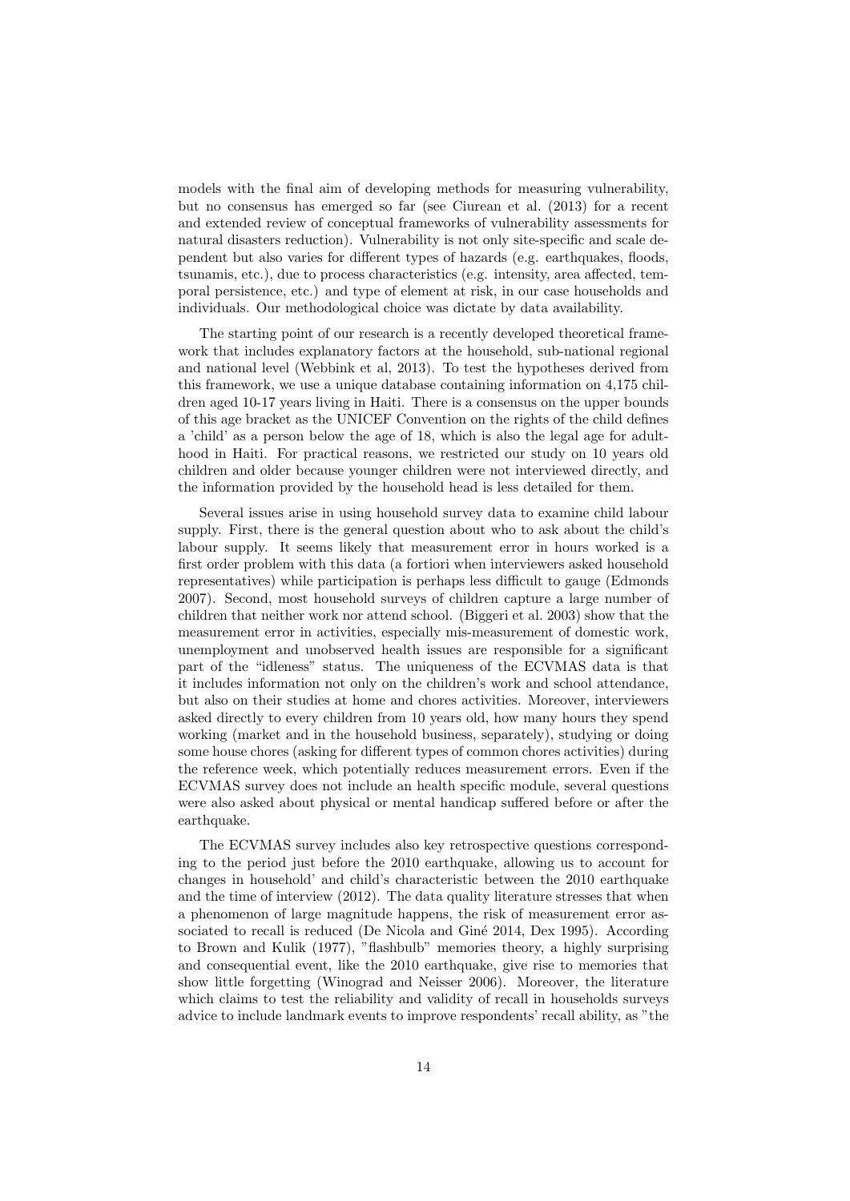models with the final aim of developing methods for measuring vulnerability, but no consensus has emerged so far (see Ciurean et al. (2013) for a recent and extended review of conceptual frameworks of vulnerability assessments for natural disasters reduction). Vulnerability is not only site-specific and scale dependent but also varies for different types of hazards (e.g. earthquakes, floods, tsunamis, etc.), due to process characteristics (e.g. intensity, area affected, temporal persistence, etc.) and type of element at risk, in our case households and individuals. Our methodological choice was dictate by data availability.

The starting point of our research is a recently developed theoretical framework that includes explanatory factors at the household, sub-national regional and national level (Webbink et al, 2013). To test the hypotheses derived from this framework, we use a unique database containing information on 4,175 children aged 10-17 years living in Haiti. There is a consensus on the upper bounds of this age bracket as the UNICEF Convention on the rights of the child defines a 'child' as a person below the age of 18, which is also the legal age for adulthood in Haiti. For practical reasons, we restricted our study on 10 years old children and older because younger children were not interviewed directly, and the information provided by the household head is less detailed for them.

Several issues arise in using household survey data to examine child labour supply. First, there is the general question about who to ask about the child's labour supply. It seems likely that measurement error in hours worked is a first order problem with this data (a fortiori when interviewers asked household representatives) while participation is perhaps less difficult to gauge (Edmonds 2007). Second, most household surveys of children capture a large number of children that neither work nor attend school. (Biggeri et al. 2003) show that the measurement error in activities, especially mis-measurement of domestic work, unemployment and unobserved health issues are responsible for a significant part of the "idleness" status. The uniqueness of the ECVMAS data is that it includes information not only on the children's work and school attendance, but also on their studies at home and chores activities. Moreover, interviewers asked directly to every children from 10 years old, how many hours they spend working (market and in the household business, separately), studying or doing some house chores (asking for different types of common chores activities) during the reference week, which potentially reduces measurement errors. Even if the ECVMAS survey does not include an health specific module, several questions were also asked about physical or mental handicap suffered before or after the earthquake.

The ECVMAS survey includes also key retrospective questions corresponding to the period just before the 2010 earthquake, allowing us to account for changes in household' and child's characteristic between the 2010 earthquake and the time of interview (2012). The data quality literature stresses that when a phenomenon of large magnitude happens, the risk of measurement error associated to recall is reduced (De Nicola and Giné 2014, Dex 1995). According to Brown and Kulik (1977), "flashbulb" memories theory, a highly surprising and consequential event, like the 2010 earthquake, give rise to memories that show little forgetting (Winograd and Neisser 2006). Moreover, the literature which claims to test the reliability and validity of recall in households surveys advice to include landmark events to improve respondents' recall ability, as "the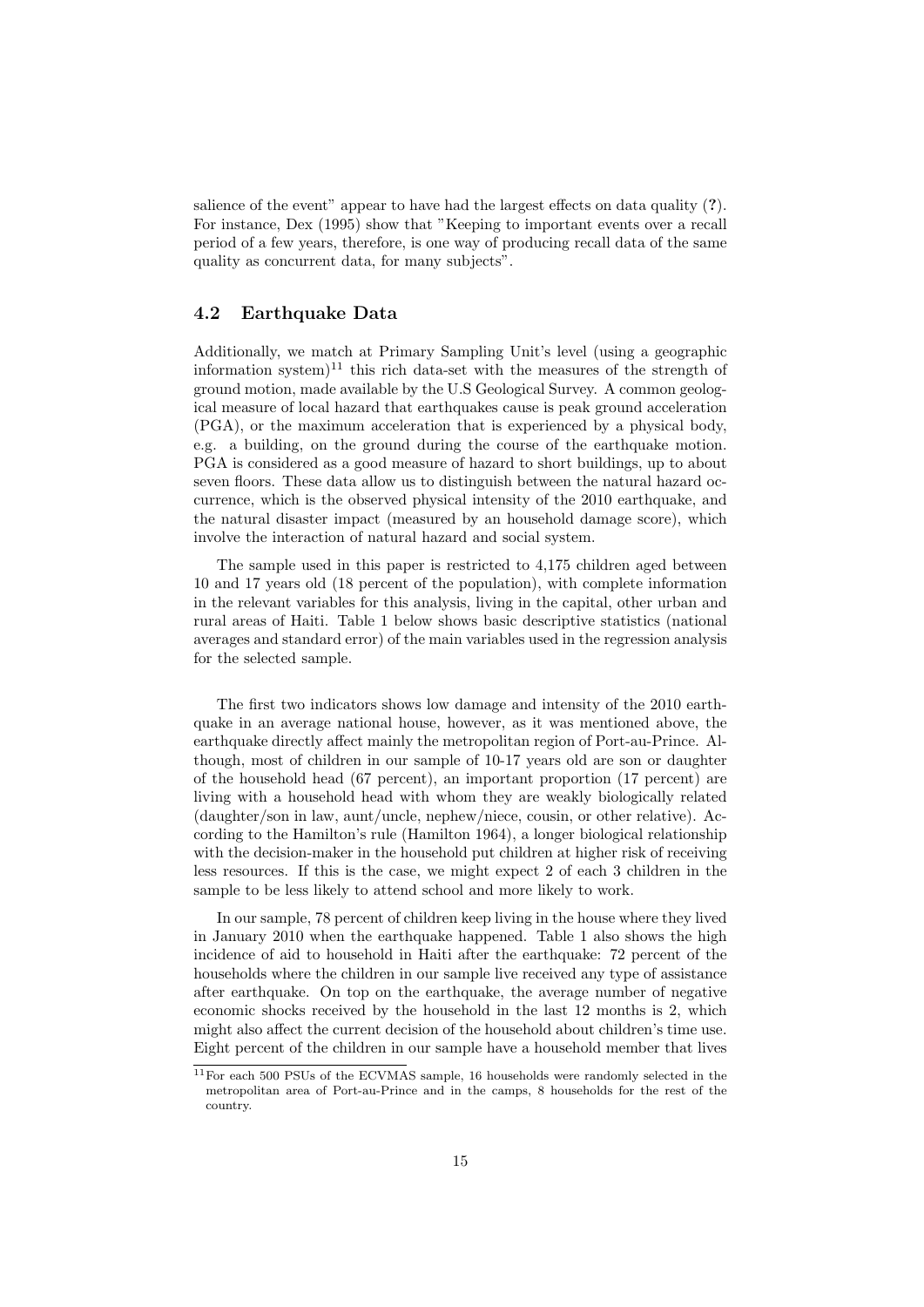salience of the event" appear to have had the largest effects on data quality (?). For instance, Dex (1995) show that "Keeping to important events over a recall period of a few years, therefore, is one way of producing recall data of the same quality as concurrent data, for many subjects".

### 4.2 Earthquake Data

Additionally, we match at Primary Sampling Unit's level (using a geographic information system)[11] this rich data-set with the measures of the strength of ground motion, made available by the U.S Geological Survey. A common geological measure of local hazard that earthquakes cause is peak ground acceleration (PGA), or the maximum acceleration that is experienced by a physical body, e.g. a building, on the ground during the course of the earthquake motion. PGA is considered as a good measure of hazard to short buildings, up to about seven floors. These data allow us to distinguish between the natural hazard occurrence, which is the observed physical intensity of the 2010 earthquake, and the natural disaster impact (measured by an household damage score), which involve the interaction of natural hazard and social system.

The sample used in this paper is restricted to 4,175 children aged between 10 and 17 years old (18 percent of the population), with complete information in the relevant variables for this analysis, living in the capital, other urban and rural areas of Haiti. Table 1 below shows basic descriptive statistics (national averages and standard error) of the main variables used in the regression analysis for the selected sample.

The first two indicators shows low damage and intensity of the 2010 earthquake in an average national house, however, as it was mentioned above, the earthquake directly affect mainly the metropolitan region of Port-au-Prince. Although, most of children in our sample of 10-17 years old are son or daughter of the household head (67 percent), an important proportion (17 percent) are living with a household head with whom they are weakly biologically related (daughter/son in law, aunt/uncle, nephew/niece, cousin, or other relative). According to the Hamilton's rule (Hamilton 1964), a longer biological relationship with the decision-maker in the household put children at higher risk of receiving less resources. If this is the case, we might expect 2 of each 3 children in the sample to be less likely to attend school and more likely to work.

In our sample, 78 percent of children keep living in the house where they lived in January 2010 when the earthquake happened. Table 1 also shows the high incidence of aid to household in Haiti after the earthquake: 72 percent of the households where the children in our sample live received any type of assistance after earthquake. On top on the earthquake, the average number of negative economic shocks received by the household in the last 12 months is 2, which might also affect the current decision of the household about children's time use. Eight percent of the children in our sample have a household member that lives

[11] For each 500 PSUs of the ECVMAS sample, 16 households were randomly selected in the metropolitan area of Port-au-Prince and in the camps, 8 households for the rest of the country.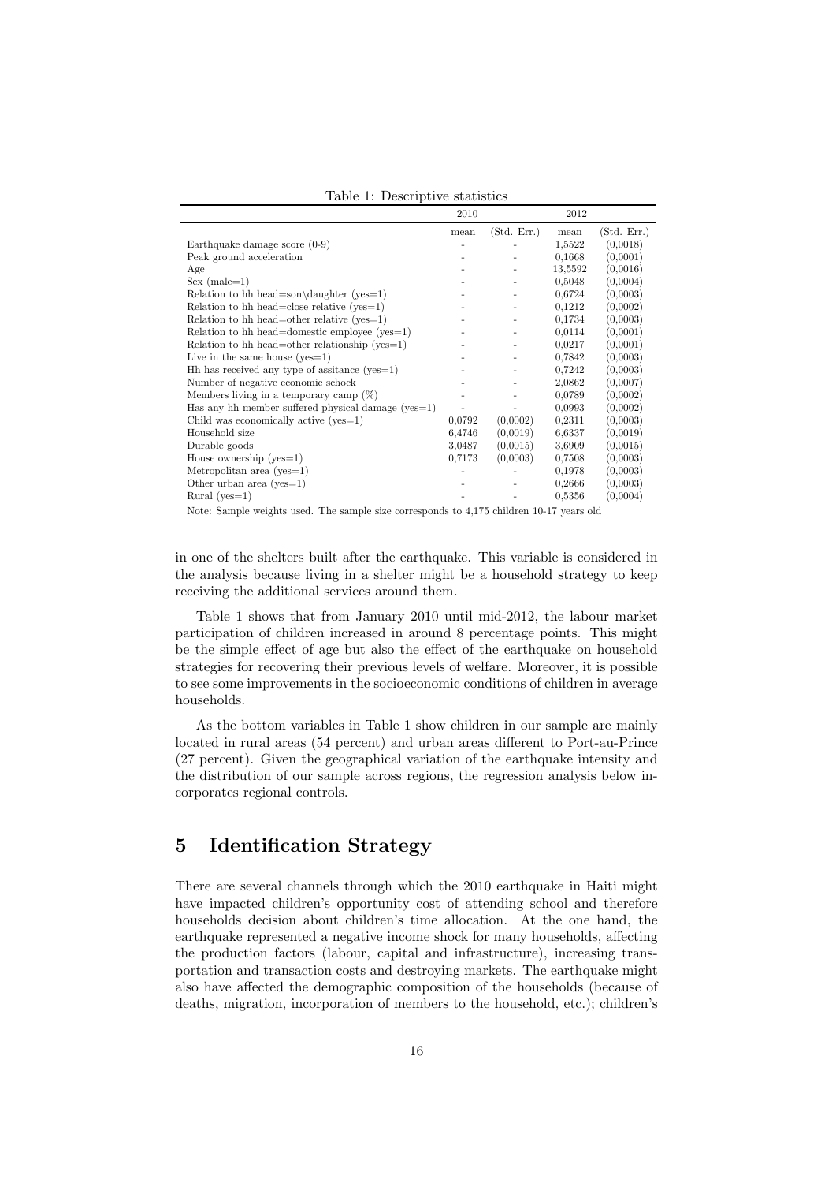Table 1: Descriptive statistics

| | 2010 | | 2012 | |
|---|---|---|---|---|
| | mean | (Std. Err.) | mean | (Std. Err.) |
| Earthquake damage score (0-9) | - | - | 1,5522 | (0,0018) |
| Peak ground acceleration | - | - | 0,1668 | (0,0001) |
| Age | - | - | 13,5592 | (0,0016) |
| Sex (male=1) | - | - | 0,5048 | (0,0004) |
| Relation to hh head=son\daughter (yes=1) | - | - | 0,6724 | (0,0003) |
| Relation to hh head=close relative (yes=1) | - | - | 0,1212 | (0,0002) |
| Relation to hh head=other relative (yes=1) | - | - | 0,1734 | (0,0003) |
| Relation to hh head=domestic employee (yes=1) | - | - | 0,0114 | (0,0001) |
| Relation to hh head=other relationship (yes=1) | - | - | 0,0217 | (0,0001) |
| Live in the same house (yes=1) | - | - | 0,7842 | (0,0003) |
| Hh has received any type of assitance (yes=1) | - | - | 0,7242 | (0,0003) |
| Number of negative economic schock | - | - | 2,0862 | (0,0007) |
| Members living in a temporary camp (%) | - | - | 0,0789 | (0,0002) |
| Has any hh member suffered physical damage (yes=1) | - | - | 0,0993 | (0,0002) |
| Child was economically active (yes=1) | 0,0792 | (0,0002) | 0,2311 | (0,0003) |
| Household size | 6,4746 | (0,0019) | 6,6337 | (0,0019) |
| Durable goods | 3,0487 | (0,0015) | 3,6909 | (0,0015) |
| House ownership (yes=1) | 0,7173 | (0,0003) | 0,7508 | (0,0003) |
| Metropolitan area (yes=1) | - | - | 0,1978 | (0,0003) |
| Other urban area (yes=1) | - | - | 0,2666 | (0,0003) |
| Rural (yes=1) | - | - | 0,5356 | (0,0004) |

Note: Sample weights used. The sample size corresponds to 4,175 children 10-17 years old

in one of the shelters built after the earthquake. This variable is considered in the analysis because living in a shelter might be a household strategy to keep receiving the additional services around them.

Table 1 shows that from January 2010 until mid-2012, the labour market participation of children increased in around 8 percentage points. This might be the simple effect of age but also the effect of the earthquake on household strategies for recovering their previous levels of welfare. Moreover, it is possible to see some improvements in the socioeconomic conditions of children in average households.

As the bottom variables in Table 1 show children in our sample are mainly located in rural areas (54 percent) and urban areas different to Port-au-Prince (27 percent). Given the geographical variation of the earthquake intensity and the distribution of our sample across regions, the regression analysis below incorporates regional controls.

## 5 Identification Strategy

There are several channels through which the 2010 earthquake in Haiti might have impacted children's opportunity cost of attending school and therefore households decision about children's time allocation. At the one hand, the earthquake represented a negative income shock for many households, affecting the production factors (labour, capital and infrastructure), increasing transportation and transaction costs and destroying markets. The earthquake might also have affected the demographic composition of the households (because of deaths, migration, incorporation of members to the household, etc.); children's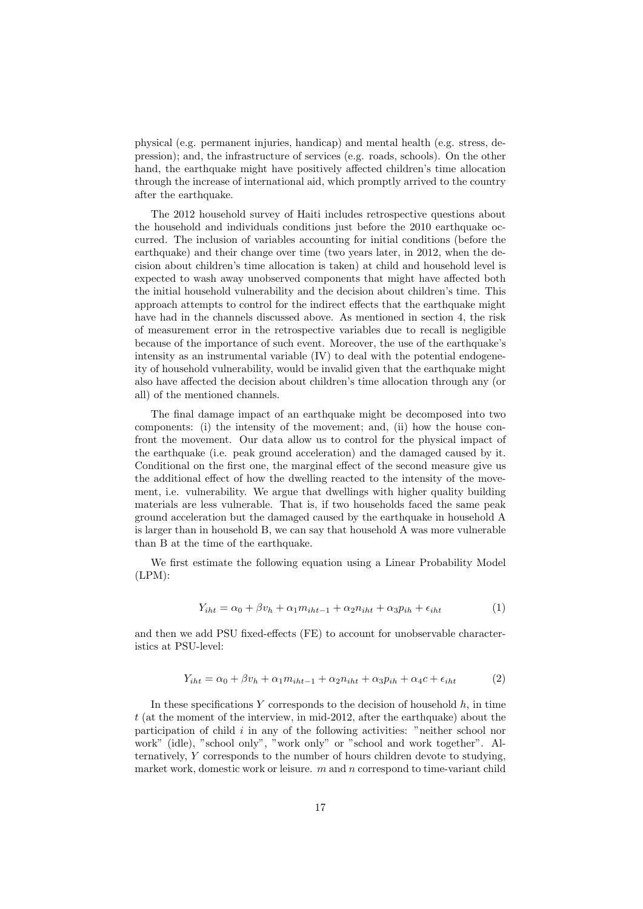physical (e.g. permanent injuries, handicap) and mental health (e.g. stress, depression); and, the infrastructure of services (e.g. roads, schools). On the other hand, the earthquake might have positively affected children's time allocation through the increase of international aid, which promptly arrived to the country after the earthquake.

The 2012 household survey of Haiti includes retrospective questions about the household and individuals conditions just before the 2010 earthquake occurred. The inclusion of variables accounting for initial conditions (before the earthquake) and their change over time (two years later, in 2012, when the decision about children's time allocation is taken) at child and household level is expected to wash away unobserved components that might have affected both the initial household vulnerability and the decision about children's time. This approach attempts to control for the indirect effects that the earthquake might have had in the channels discussed above. As mentioned in section 4, the risk of measurement error in the retrospective variables due to recall is negligible because of the importance of such event. Moreover, the use of the earthquake's intensity as an instrumental variable (IV) to deal with the potential endogeneity of household vulnerability, would be invalid given that the earthquake might also have affected the decision about children's time allocation through any (or all) of the mentioned channels.

The final damage impact of an earthquake might be decomposed into two components: (i) the intensity of the movement; and, (ii) how the house confront the movement. Our data allow us to control for the physical impact of the earthquake (i.e. peak ground acceleration) and the damaged caused by it. Conditional on the first one, the marginal effect of the second measure give us the additional effect of how the dwelling reacted to the intensity of the movement, i.e. vulnerability. We argue that dwellings with higher quality building materials are less vulnerable. That is, if two households faced the same peak ground acceleration but the damaged caused by the earthquake in household A is larger than in household B, we can say that household A was more vulnerable than B at the time of the earthquake.

We first estimate the following equation using a Linear Probability Model (LPM):

$$Y_{iht} = \alpha_0 + \beta v_h + \alpha_1 m_{iht-1} + \alpha_2 n_{iht} + \alpha_3 p_{ih} + \epsilon_{iht} \tag{1}$$

and then we add PSU fixed-effects (FE) to account for unobservable characteristics at PSU-level:

$$Y_{iht} = \alpha_0 + \beta v_h + \alpha_1 m_{iht-1} + \alpha_2 n_{iht} + \alpha_3 p_{ih} + \alpha_4 c + \epsilon_{iht} \tag{2}$$

In these specifications $Y$ corresponds to the decision of household $h$, in time $t$ (at the moment of the interview, in mid-2012, after the earthquake) about the participation of child $i$ in any of the following activities: "neither school nor work" (idle), "school only", "work only" or "school and work together". Alternatively, $Y$ corresponds to the number of hours children devote to studying, market work, domestic work or leisure. $m$ and $n$ correspond to time-variant child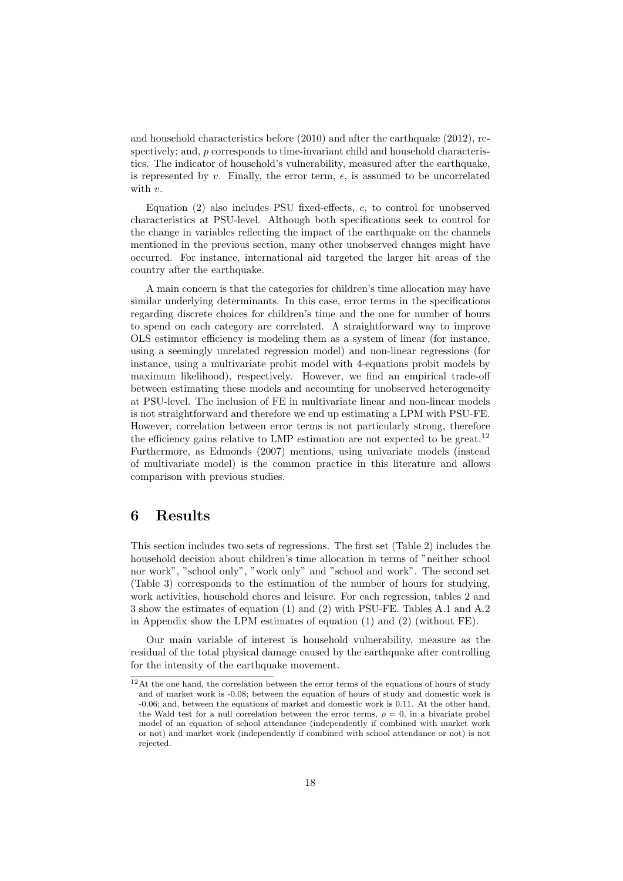and household characteristics before (2010) and after the earthquake (2012), respectively; and, $p$ corresponds to time-invariant child and household characteristics. The indicator of household's vulnerability, measured after the earthquake, is represented by $v$. Finally, the error term, $\epsilon$, is assumed to be uncorrelated with $v$.

Equation (2) also includes PSU fixed-effects, $c$, to control for unobserved characteristics at PSU-level. Although both specifications seek to control for the change in variables reflecting the impact of the earthquake on the channels mentioned in the previous section, many other unobserved changes might have occurred. For instance, international aid targeted the larger hit areas of the country after the earthquake.

A main concern is that the categories for children's time allocation may have similar underlying determinants. In this case, error terms in the specifications regarding discrete choices for children's time and the one for number of hours to spend on each category are correlated. A straightforward way to improve OLS estimator efficiency is modeling them as a system of linear (for instance, using a seemingly unrelated regression model) and non-linear regressions (for instance, using a multivariate probit model with 4-equations probit models by maximum likelihood), respectively. However, we find an empirical trade-off between estimating these models and accounting for unobserved heterogeneity at PSU-level. The inclusion of FE in multivariate linear and non-linear models is not straightforward and therefore we end up estimating a LPM with PSU-FE. However, correlation between error terms is not particularly strong, therefore the efficiency gains relative to LMP estimation are not expected to be great.[12] Furthermore, as Edmonds (2007) mentions, using univariate models (instead of multivariate model) is the common practice in this literature and allows comparison with previous studies.

## 6 Results

This section includes two sets of regressions. The first set (Table 2) includes the household decision about children's time allocation in terms of "neither school nor work", "school only", "work only" and "school and work". The second set (Table 3) corresponds to the estimation of the number of hours for studying, work activities, household chores and leisure. For each regression, tables 2 and 3 show the estimates of equation (1) and (2) with PSU-FE. Tables A.1 and A.2 in Appendix show the LPM estimates of equation (1) and (2) (without FE).

Our main variable of interest is household vulnerability, measure as the residual of the total physical damage caused by the earthquake after controlling for the intensity of the earthquake movement.

[12] At the one hand, the correlation between the error terms of the equations of hours of study and of market work is -0.08; between the equation of hours of study and domestic work is -0.06; and, between the equations of market and domestic work is 0.11. At the other hand, the Wald test for a null correlation between the error terms, $\rho = 0$, in a bivariate probel model of an equation of school attendance (independently if combined with market work or not) and market work (independently if combined with school attendance or not) is not rejected.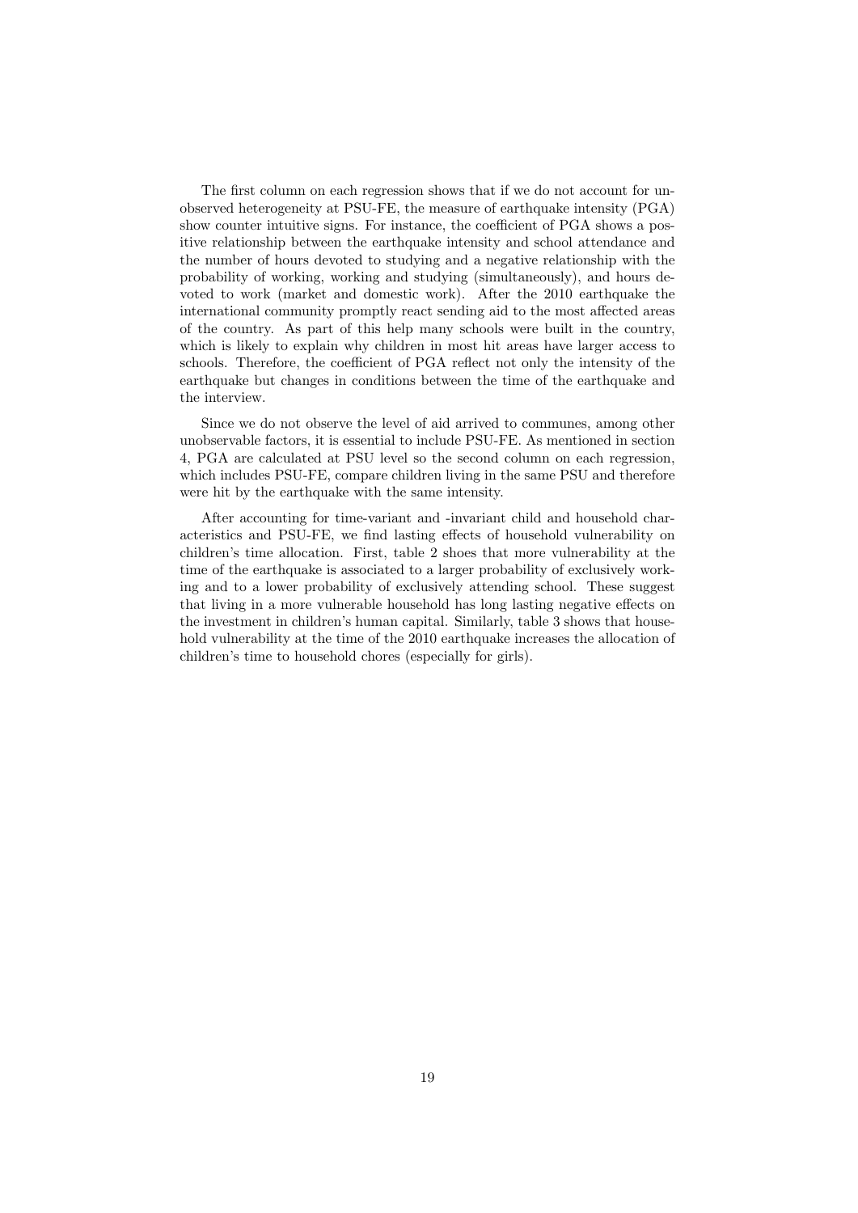The first column on each regression shows that if we do not account for unobserved heterogeneity at PSU-FE, the measure of earthquake intensity (PGA) show counter intuitive signs. For instance, the coefficient of PGA shows a positive relationship between the earthquake intensity and school attendance and the number of hours devoted to studying and a negative relationship with the probability of working, working and studying (simultaneously), and hours devoted to work (market and domestic work). After the 2010 earthquake the international community promptly react sending aid to the most affected areas of the country. As part of this help many schools were built in the country, which is likely to explain why children in most hit areas have larger access to schools. Therefore, the coefficient of PGA reflect not only the intensity of the earthquake but changes in conditions between the time of the earthquake and the interview.

Since we do not observe the level of aid arrived to communes, among other unobservable factors, it is essential to include PSU-FE. As mentioned in section 4, PGA are calculated at PSU level so the second column on each regression, which includes PSU-FE, compare children living in the same PSU and therefore were hit by the earthquake with the same intensity.

After accounting for time-variant and -invariant child and household characteristics and PSU-FE, we find lasting effects of household vulnerability on children's time allocation. First, table 2 shoes that more vulnerability at the time of the earthquake is associated to a larger probability of exclusively working and to a lower probability of exclusively attending school. These suggest that living in a more vulnerable household has long lasting negative effects on the investment in children's human capital. Similarly, table 3 shows that household vulnerability at the time of the 2010 earthquake increases the allocation of children's time to household chores (especially for girls).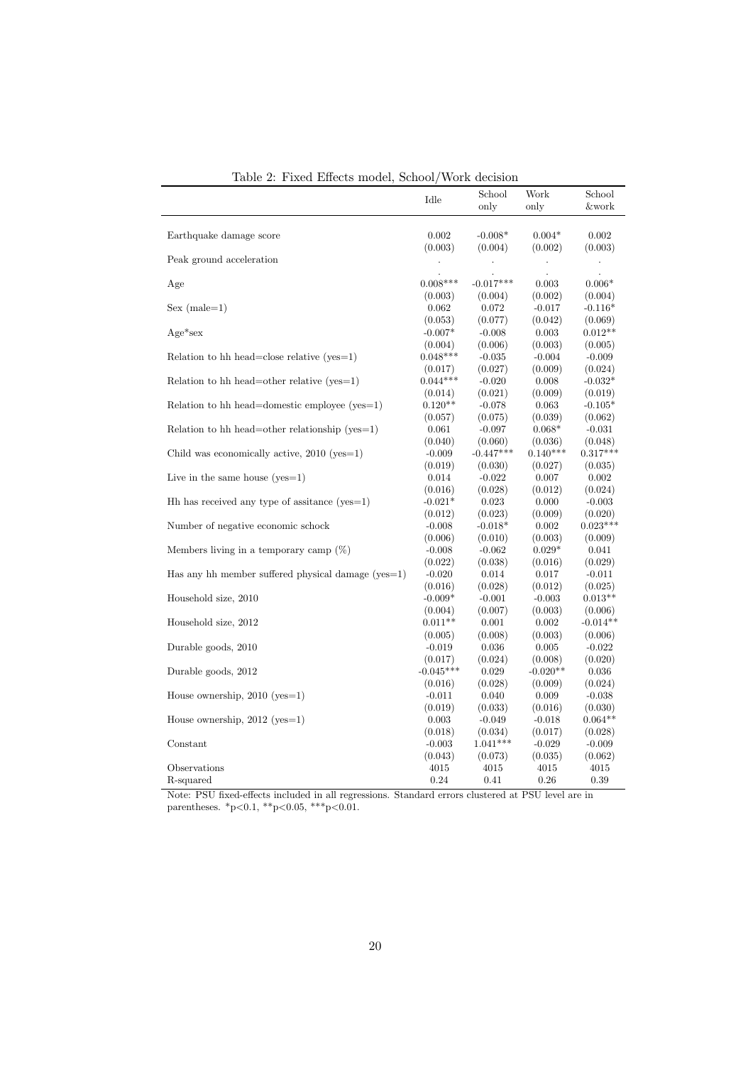Table 2: Fixed Effects model, School/Work decision

| | Idle | School only | Work only | School &work |
|---|---|---|---|---|
| Earthquake damage score | 0.002 | -0.008* | 0.004* | 0.002 |
| | (0.003) | (0.004) | (0.002) | (0.003) |
| Peak ground acceleration | . | . | . | . |
| | . | . | . | . |
| Age | 0.008*** | -0.017*** | 0.003 | 0.006* |
| | (0.003) | (0.004) | (0.002) | (0.004) |
| Sex (male=1) | 0.062 | 0.072 | -0.017 | -0.116* |
| | (0.053) | (0.077) | (0.042) | (0.069) |
| Age*sex | -0.007* | -0.008 | 0.003 | 0.012** |
| | (0.004) | (0.006) | (0.003) | (0.005) |
| Relation to hh head=close relative (yes=1) | 0.048*** | -0.035 | -0.004 | -0.009 |
| | (0.017) | (0.027) | (0.009) | (0.024) |
| Relation to hh head=other relative (yes=1) | 0.044*** | -0.020 | 0.008 | -0.032* |
| | (0.014) | (0.021) | (0.009) | (0.019) |
| Relation to hh head=domestic employee (yes=1) | 0.120** | -0.078 | 0.063 | -0.105* |
| | (0.057) | (0.075) | (0.039) | (0.062) |
| Relation to hh head=other relationship (yes=1) | 0.061 | -0.097 | 0.068* | -0.031 |
| | (0.040) | (0.060) | (0.036) | (0.048) |
| Child was economically active, 2010 (yes=1) | -0.009 | -0.447*** | 0.140*** | 0.317*** |
| | (0.019) | (0.030) | (0.027) | (0.035) |
| Live in the same house (yes=1) | 0.014 | -0.022 | 0.007 | 0.002 |
| | (0.016) | (0.028) | (0.012) | (0.024) |
| Hh has received any type of assitance (yes=1) | -0.021* | 0.023 | 0.000 | -0.003 |
| | (0.012) | (0.023) | (0.009) | (0.020) |
| Number of negative economic schock | -0.008 | -0.018* | 0.002 | 0.023*** |
| | (0.006) | (0.010) | (0.003) | (0.009) |
| Members living in a temporary camp (%) | -0.008 | -0.062 | 0.029* | 0.041 |
| | (0.022) | (0.038) | (0.016) | (0.029) |
| Has any hh member suffered physical damage (yes=1) | -0.020 | 0.014 | 0.017 | -0.011 |
| | (0.016) | (0.028) | (0.012) | (0.025) |
| Household size, 2010 | -0.009* | -0.001 | -0.003 | 0.013** |
| | (0.004) | (0.007) | (0.003) | (0.006) |
| Household size, 2012 | 0.011** | 0.001 | 0.002 | -0.014** |
| | (0.005) | (0.008) | (0.003) | (0.006) |
| Durable goods, 2010 | -0.019 | 0.036 | 0.005 | -0.022 |
| | (0.017) | (0.024) | (0.008) | (0.020) |
| Durable goods, 2012 | -0.045*** | 0.029 | -0.020** | 0.036 |
| | (0.016) | (0.028) | (0.009) | (0.024) |
| House ownership, 2010 (yes=1) | -0.011 | 0.040 | 0.009 | -0.038 |
| | (0.019) | (0.033) | (0.016) | (0.030) |
| House ownership, 2012 (yes=1) | 0.003 | -0.049 | -0.018 | 0.064** |
| | (0.018) | (0.034) | (0.017) | (0.028) |
| Constant | -0.003 | 1.041*** | -0.029 | -0.009 |
| | (0.043) | (0.073) | (0.035) | (0.062) |
| Observations | 4015 | 4015 | 4015 | 4015 |
| R-squared | 0.24 | 0.41 | 0.26 | 0.39 |

Note: PSU fixed-effects included in all regressions. Standard errors clustered at PSU level are in parentheses. *p<0.1, **p<0.05, ***p<0.01.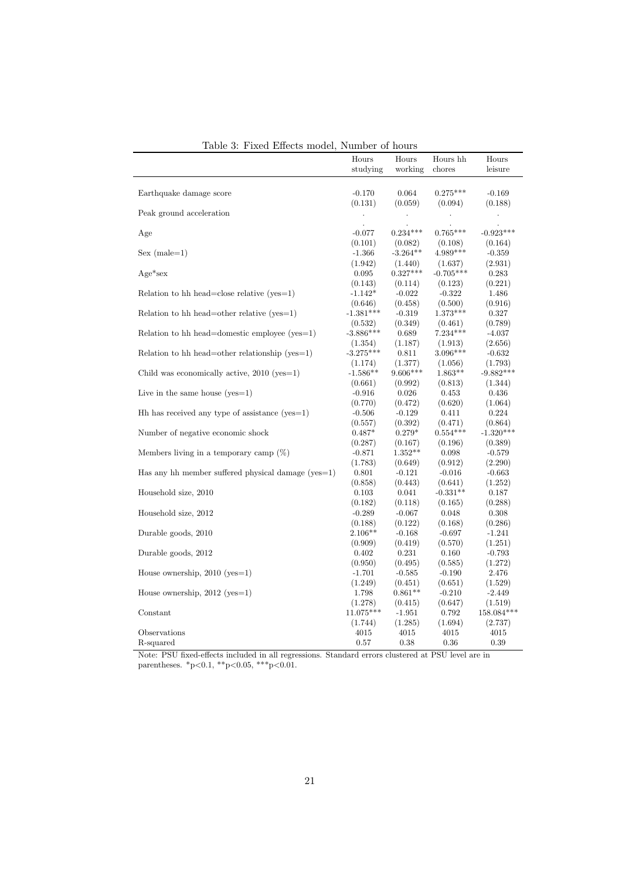Table 3: Fixed Effects model, Number of hours

| | Hours studying | Hours working | Hours hh chores | Hours leisure |
|---|---|---|---|---|
| Earthquake damage score | -0.170 | 0.064 | 0.275*** | -0.169 |
| | (0.131) | (0.059) | (0.094) | (0.188) |
| Peak ground acceleration | . | . | . | . |
| | . | . | . | . |
| Age | -0.077 | 0.234*** | 0.765*** | -0.923*** |
| | (0.101) | (0.082) | (0.108) | (0.164) |
| Sex (male=1) | -1.366 | -3.264** | 4.989*** | -0.359 |
| | (1.942) | (1.440) | (1.637) | (2.931) |
| Age*sex | 0.095 | 0.327*** | -0.705*** | 0.283 |
| | (0.143) | (0.114) | (0.123) | (0.221) |
| Relation to hh head=close relative (yes=1) | -1.142* | -0.022 | -0.322 | 1.486 |
| | (0.646) | (0.458) | (0.500) | (0.916) |
| Relation to hh head=other relative (yes=1) | -1.381*** | -0.319 | 1.373*** | 0.327 |
| | (0.532) | (0.349) | (0.461) | (0.789) |
| Relation to hh head=domestic employee (yes=1) | -3.886*** | 0.689 | 7.234*** | -4.037 |
| | (1.354) | (1.187) | (1.913) | (2.656) |
| Relation to hh head=other relationship (yes=1) | -3.275*** | 0.811 | 3.096*** | -0.632 |
| | (1.174) | (1.377) | (1.056) | (1.793) |
| Child was economically active, 2010 (yes=1) | -1.586** | 9.606*** | 1.863** | -9.882*** |
| | (0.661) | (0.992) | (0.813) | (1.344) |
| Live in the same house (yes=1) | -0.916 | 0.026 | 0.453 | 0.436 |
| | (0.770) | (0.472) | (0.620) | (1.064) |
| Hh has received any type of assistance (yes=1) | -0.506 | -0.129 | 0.411 | 0.224 |
| | (0.557) | (0.392) | (0.471) | (0.864) |
| Number of negative economic shock | 0.487* | 0.279* | 0.554*** | -1.320*** |
| | (0.287) | (0.167) | (0.196) | (0.389) |
| Members living in a temporary camp (%) | -0.871 | 1.352** | 0.098 | -0.579 |
| | (1.783) | (0.649) | (0.912) | (2.290) |
| Has any hh member suffered physical damage (yes=1) | 0.801 | -0.121 | -0.016 | -0.663 |
| | (0.858) | (0.443) | (0.641) | (1.252) |
| Household size, 2010 | 0.103 | 0.041 | -0.331** | 0.187 |
| | (0.182) | (0.118) | (0.165) | (0.288) |
| Household size, 2012 | -0.289 | -0.067 | 0.048 | 0.308 |
| | (0.188) | (0.122) | (0.168) | (0.286) |
| Durable goods, 2010 | 2.106** | -0.168 | -0.697 | -1.241 |
| | (0.909) | (0.419) | (0.570) | (1.251) |
| Durable goods, 2012 | 0.402 | 0.231 | 0.160 | -0.793 |
| | (0.950) | (0.495) | (0.585) | (1.272) |
| House ownership, 2010 (yes=1) | -1.701 | -0.585 | -0.190 | 2.476 |
| | (1.249) | (0.451) | (0.651) | (1.529) |
| House ownership, 2012 (yes=1) | 1.798 | 0.861** | -0.210 | -2.449 |
| | (1.278) | (0.415) | (0.647) | (1.519) |
| Constant | 11.075*** | -1.951 | 0.792 | 158.084*** |
| | (1.744) | (1.285) | (1.694) | (2.737) |
| Observations | 4015 | 4015 | 4015 | 4015 |
| R-squared | 0.57 | 0.38 | 0.36 | 0.39 |

Note: PSU fixed-effects included in all regressions. Standard errors clustered at PSU level are in parentheses. *p<0.1, **p<0.05, ***p<0.01.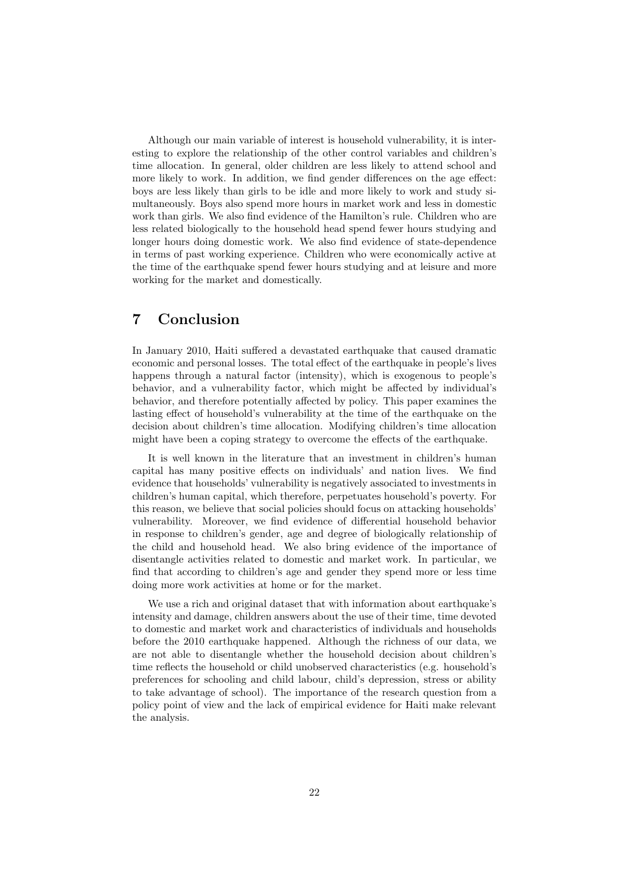Although our main variable of interest is household vulnerability, it is interesting to explore the relationship of the other control variables and children's time allocation. In general, older children are less likely to attend school and more likely to work. In addition, we find gender differences on the age effect: boys are less likely than girls to be idle and more likely to work and study simultaneously. Boys also spend more hours in market work and less in domestic work than girls. We also find evidence of the Hamilton's rule. Children who are less related biologically to the household head spend fewer hours studying and longer hours doing domestic work. We also find evidence of state-dependence in terms of past working experience. Children who were economically active at the time of the earthquake spend fewer hours studying and at leisure and more working for the market and domestically.

## 7 Conclusion

In January 2010, Haiti suffered a devastated earthquake that caused dramatic economic and personal losses. The total effect of the earthquake in people's lives happens through a natural factor (intensity), which is exogenous to people's behavior, and a vulnerability factor, which might be affected by individual's behavior, and therefore potentially affected by policy. This paper examines the lasting effect of household's vulnerability at the time of the earthquake on the decision about children's time allocation. Modifying children's time allocation might have been a coping strategy to overcome the effects of the earthquake.

It is well known in the literature that an investment in children's human capital has many positive effects on individuals' and nation lives. We find evidence that households' vulnerability is negatively associated to investments in children's human capital, which therefore, perpetuates household's poverty. For this reason, we believe that social policies should focus on attacking households' vulnerability. Moreover, we find evidence of differential household behavior in response to children's gender, age and degree of biologically relationship of the child and household head. We also bring evidence of the importance of disentangle activities related to domestic and market work. In particular, we find that according to children's age and gender they spend more or less time doing more work activities at home or for the market.

We use a rich and original dataset that with information about earthquake's intensity and damage, children answers about the use of their time, time devoted to domestic and market work and characteristics of individuals and households before the 2010 earthquake happened. Although the richness of our data, we are not able to disentangle whether the household decision about children's time reflects the household or child unobserved characteristics (e.g. household's preferences for schooling and child labour, child's depression, stress or ability to take advantage of school). The importance of the research question from a policy point of view and the lack of empirical evidence for Haiti make relevant the analysis.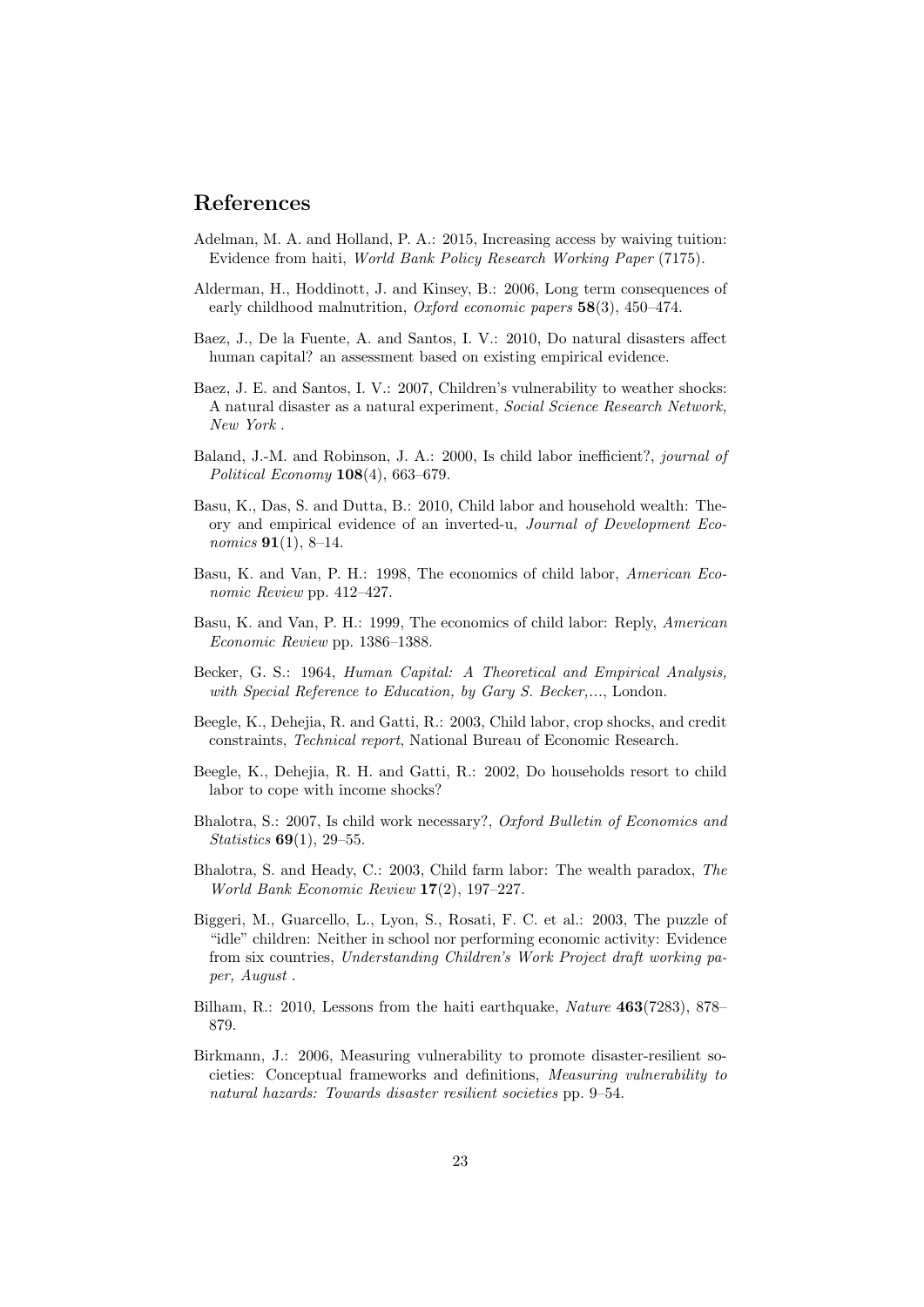## References

Adelman, M. A. and Holland, P. A.: 2015, Increasing access by waiving tuition: Evidence from haiti, *World Bank Policy Research Working Paper* (7175).

Alderman, H., Hoddinott, J. and Kinsey, B.: 2006, Long term consequences of early childhood malnutrition, *Oxford economic papers* **58**(3), 450–474.

Baez, J., De la Fuente, A. and Santos, I. V.: 2010, Do natural disasters affect human capital? an assessment based on existing empirical evidence.

Baez, J. E. and Santos, I. V.: 2007, Children's vulnerability to weather shocks: A natural disaster as a natural experiment, *Social Science Research Network, New York* .

Baland, J.-M. and Robinson, J. A.: 2000, Is child labor inefficient?, *journal of Political Economy* **108**(4), 663–679.

Basu, K., Das, S. and Dutta, B.: 2010, Child labor and household wealth: Theory and empirical evidence of an inverted-u, *Journal of Development Economics* **91**(1), 8–14.

Basu, K. and Van, P. H.: 1998, The economics of child labor, *American Economic Review* pp. 412–427.

Basu, K. and Van, P. H.: 1999, The economics of child labor: Reply, *American Economic Review* pp. 1386–1388.

Becker, G. S.: 1964, *Human Capital: A Theoretical and Empirical Analysis, with Special Reference to Education, by Gary S. Becker,...*, London.

Beegle, K., Dehejia, R. and Gatti, R.: 2003, Child labor, crop shocks, and credit constraints, *Technical report*, National Bureau of Economic Research.

Beegle, K., Dehejia, R. H. and Gatti, R.: 2002, Do households resort to child labor to cope with income shocks?

Bhalotra, S.: 2007, Is child work necessary?, *Oxford Bulletin of Economics and Statistics* **69**(1), 29–55.

Bhalotra, S. and Heady, C.: 2003, Child farm labor: The wealth paradox, *The World Bank Economic Review* **17**(2), 197–227.

Biggeri, M., Guarcello, L., Lyon, S., Rosati, F. C. et al.: 2003, The puzzle of "idle" children: Neither in school nor performing economic activity: Evidence from six countries, *Understanding Children's Work Project draft working paper, August* .

Bilham, R.: 2010, Lessons from the haiti earthquake, *Nature* **463**(7283), 878–879.

Birkmann, J.: 2006, Measuring vulnerability to promote disaster-resilient societies: Conceptual frameworks and definitions, *Measuring vulnerability to natural hazards: Towards disaster resilient societies* pp. 9–54.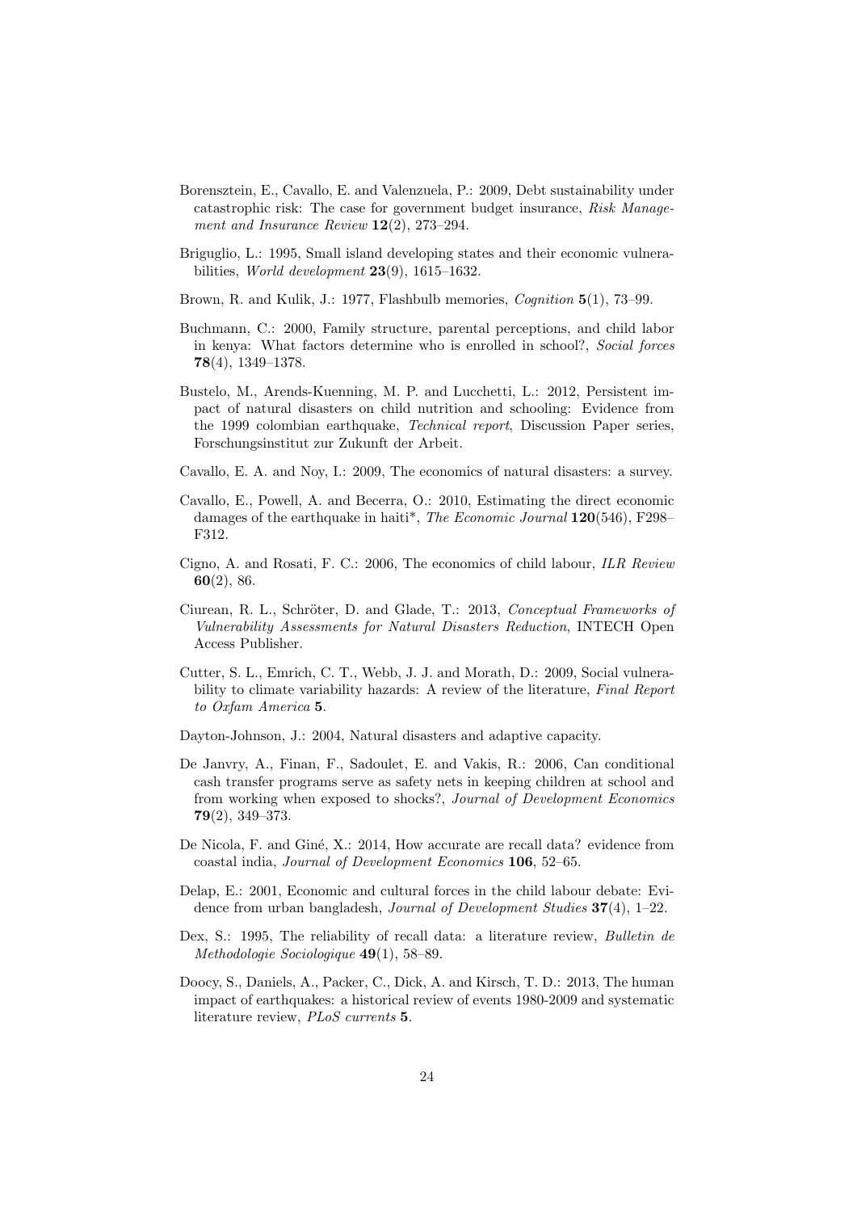Borensztein, E., Cavallo, E. and Valenzuela, P.: 2009, Debt sustainability under catastrophic risk: The case for government budget insurance, *Risk Management and Insurance Review* **12**(2), 273–294.

Briguglio, L.: 1995, Small island developing states and their economic vulnerabilities, *World development* **23**(9), 1615–1632.

Brown, R. and Kulik, J.: 1977, Flashbulb memories, *Cognition* **5**(1), 73–99.

Buchmann, C.: 2000, Family structure, parental perceptions, and child labor in kenya: What factors determine who is enrolled in school?, *Social forces* **78**(4), 1349–1378.

Bustelo, M., Arends-Kuenning, M. P. and Lucchetti, L.: 2012, Persistent impact of natural disasters on child nutrition and schooling: Evidence from the 1999 colombian earthquake, *Technical report*, Discussion Paper series, Forschungsinstitut zur Zukunft der Arbeit.

Cavallo, E. A. and Noy, I.: 2009, The economics of natural disasters: a survey.

Cavallo, E., Powell, A. and Becerra, O.: 2010, Estimating the direct economic damages of the earthquake in haiti*, *The Economic Journal* **120**(546), F298–F312.

Cigno, A. and Rosati, F. C.: 2006, The economics of child labour, *ILR Review* **60**(2), 86.

Ciurean, R. L., Schröter, D. and Glade, T.: 2013, *Conceptual Frameworks of Vulnerability Assessments for Natural Disasters Reduction*, INTECH Open Access Publisher.

Cutter, S. L., Emrich, C. T., Webb, J. J. and Morath, D.: 2009, Social vulnerability to climate variability hazards: A review of the literature, *Final Report to Oxfam America* **5**.

Dayton-Johnson, J.: 2004, Natural disasters and adaptive capacity.

De Janvry, A., Finan, F., Sadoulet, E. and Vakis, R.: 2006, Can conditional cash transfer programs serve as safety nets in keeping children at school and from working when exposed to shocks?, *Journal of Development Economics* **79**(2), 349–373.

De Nicola, F. and Giné, X.: 2014, How accurate are recall data? evidence from coastal india, *Journal of Development Economics* **106**, 52–65.

Delap, E.: 2001, Economic and cultural forces in the child labour debate: Evidence from urban bangladesh, *Journal of Development Studies* **37**(4), 1–22.

Dex, S.: 1995, The reliability of recall data: a literature review, *Bulletin de Methodologie Sociologique* **49**(1), 58–89.

Doocy, S., Daniels, A., Packer, C., Dick, A. and Kirsch, T. D.: 2013, The human impact of earthquakes: a historical review of events 1980-2009 and systematic literature review, *PLoS currents* **5**.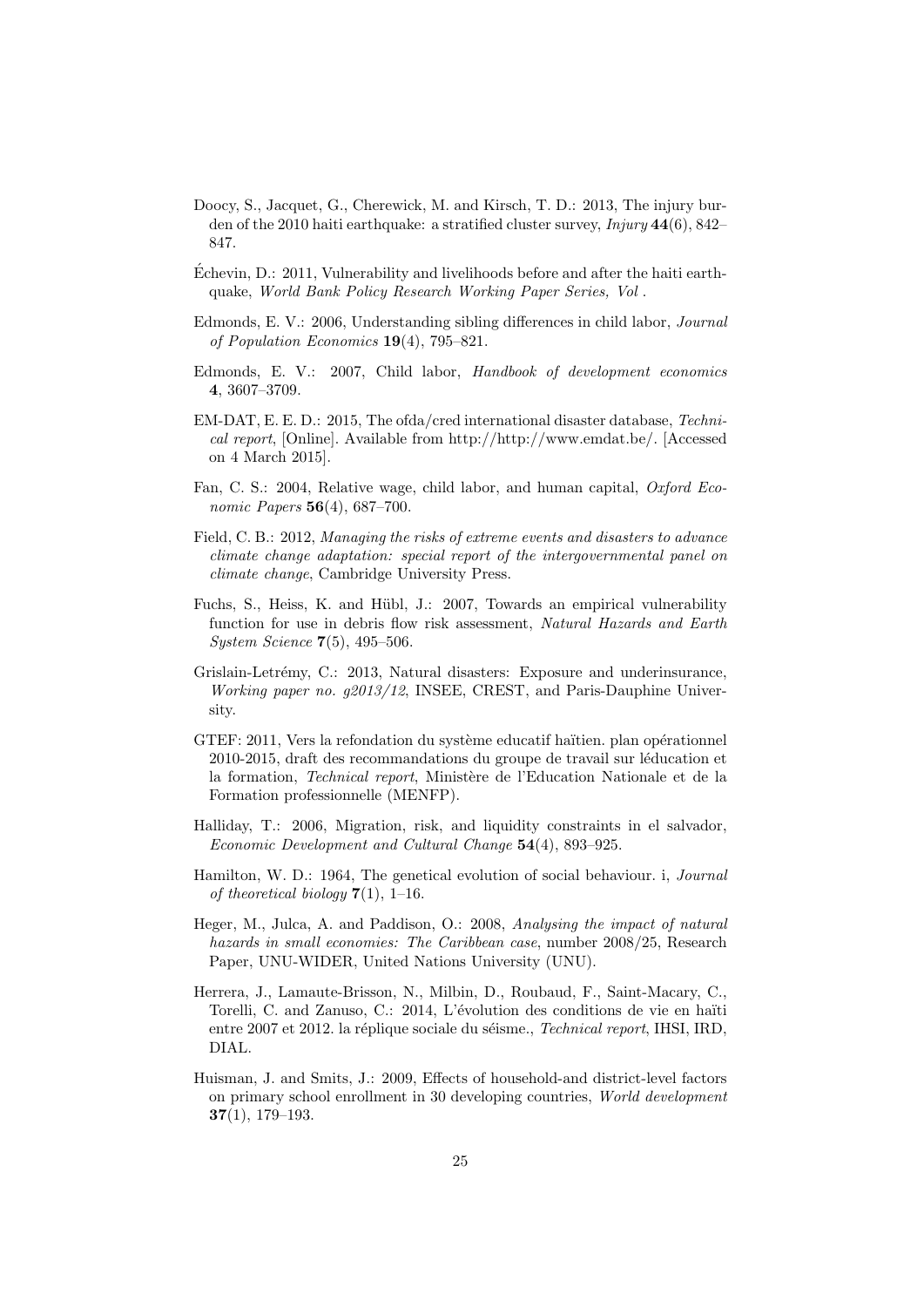Doocy, S., Jacquet, G., Cherewick, M. and Kirsch, T. D.: 2013, The injury burden of the 2010 haiti earthquake: a stratified cluster survey, *Injury* **44**(6), 842–847.

Échevin, D.: 2011, Vulnerability and livelihoods before and after the haiti earthquake, *World Bank Policy Research Working Paper Series, Vol* .

Edmonds, E. V.: 2006, Understanding sibling differences in child labor, *Journal of Population Economics* **19**(4), 795–821.

Edmonds, E. V.: 2007, Child labor, *Handbook of development economics* **4**, 3607–3709.

EM-DAT, E. E. D.: 2015, The ofda/cred international disaster database, *Technical report*, [Online]. Available from http://http://www.emdat.be/. [Accessed on 4 March 2015].

Fan, C. S.: 2004, Relative wage, child labor, and human capital, *Oxford Economic Papers* **56**(4), 687–700.

Field, C. B.: 2012, *Managing the risks of extreme events and disasters to advance climate change adaptation: special report of the intergovernmental panel on climate change*, Cambridge University Press.

Fuchs, S., Heiss, K. and Hübl, J.: 2007, Towards an empirical vulnerability function for use in debris flow risk assessment, *Natural Hazards and Earth System Science* **7**(5), 495–506.

Grislain-Letrémy, C.: 2013, Natural disasters: Exposure and underinsurance, *Working paper no. g2013/12*, INSEE, CREST, and Paris-Dauphine University.

GTEF: 2011, Vers la refondation du système educatif haïtien. plan opérationnel 2010-2015, draft des recommandations du groupe de travail sur léducation et la formation, *Technical report*, Ministère de l'Education Nationale et de la Formation professionnelle (MENFP).

Halliday, T.: 2006, Migration, risk, and liquidity constraints in el salvador, *Economic Development and Cultural Change* **54**(4), 893–925.

Hamilton, W. D.: 1964, The genetical evolution of social behaviour. i, *Journal of theoretical biology* **7**(1), 1–16.

Heger, M., Julca, A. and Paddison, O.: 2008, *Analysing the impact of natural hazards in small economies: The Caribbean case*, number 2008/25, Research Paper, UNU-WIDER, United Nations University (UNU).

Herrera, J., Lamaute-Brisson, N., Milbin, D., Roubaud, F., Saint-Macary, C., Torelli, C. and Zanuso, C.: 2014, L'évolution des conditions de vie en haïti entre 2007 et 2012. la réplique sociale du séisme., *Technical report*, IHSI, IRD, DIAL.

Huisman, J. and Smits, J.: 2009, Effects of household-and district-level factors on primary school enrollment in 30 developing countries, *World development* **37**(1), 179–193.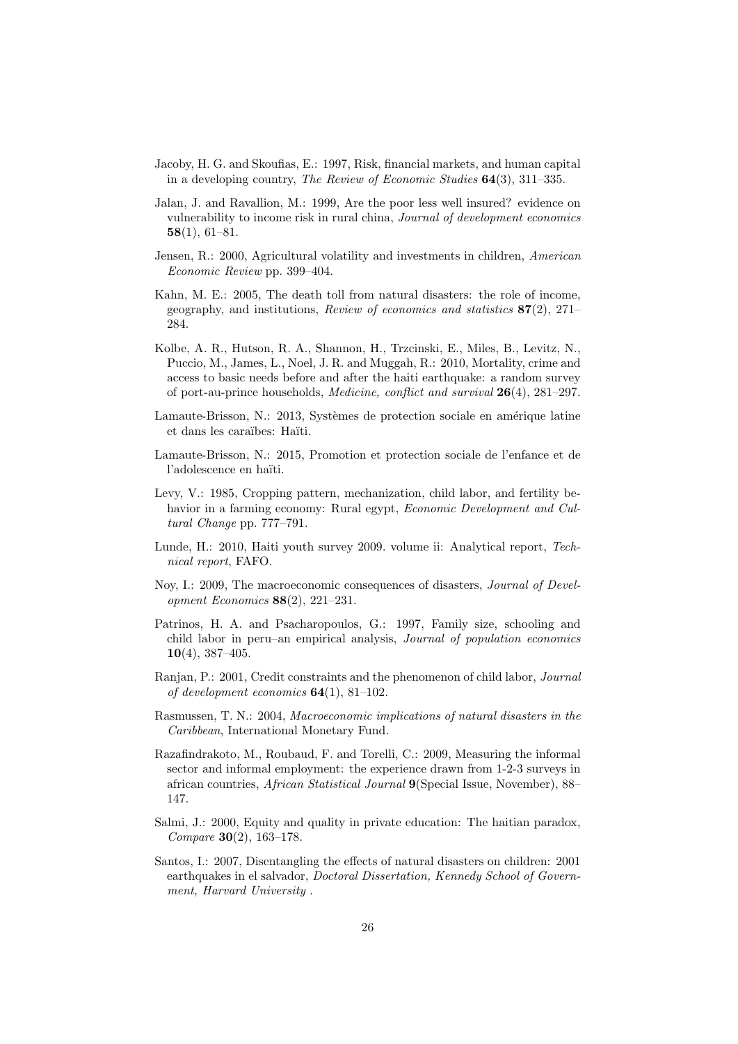Jacoby, H. G. and Skoufias, E.: 1997, Risk, financial markets, and human capital in a developing country, *The Review of Economic Studies* **64**(3), 311–335.

Jalan, J. and Ravallion, M.: 1999, Are the poor less well insured? evidence on vulnerability to income risk in rural china, *Journal of development economics* **58**(1), 61–81.

Jensen, R.: 2000, Agricultural volatility and investments in children, *American Economic Review* pp. 399–404.

Kahn, M. E.: 2005, The death toll from natural disasters: the role of income, geography, and institutions, *Review of economics and statistics* **87**(2), 271–284.

Kolbe, A. R., Hutson, R. A., Shannon, H., Trzcinski, E., Miles, B., Levitz, N., Puccio, M., James, L., Noel, J. R. and Muggah, R.: 2010, Mortality, crime and access to basic needs before and after the haiti earthquake: a random survey of port-au-prince households, *Medicine, conflict and survival* **26**(4), 281–297.

Lamaute-Brisson, N.: 2013, Systèmes de protection sociale en amérique latine et dans les caraïbes: Haïti.

Lamaute-Brisson, N.: 2015, Promotion et protection sociale de l'enfance et de l'adolescence en haïti.

Levy, V.: 1985, Cropping pattern, mechanization, child labor, and fertility behavior in a farming economy: Rural egypt, *Economic Development and Cultural Change* pp. 777–791.

Lunde, H.: 2010, Haiti youth survey 2009. volume ii: Analytical report, *Technical report*, FAFO.

Noy, I.: 2009, The macroeconomic consequences of disasters, *Journal of Development Economics* **88**(2), 221–231.

Patrinos, H. A. and Psacharopoulos, G.: 1997, Family size, schooling and child labor in peru–an empirical analysis, *Journal of population economics* **10**(4), 387–405.

Ranjan, P.: 2001, Credit constraints and the phenomenon of child labor, *Journal of development economics* **64**(1), 81–102.

Rasmussen, T. N.: 2004, *Macroeconomic implications of natural disasters in the Caribbean*, International Monetary Fund.

Razafindrakoto, M., Roubaud, F. and Torelli, C.: 2009, Measuring the informal sector and informal employment: the experience drawn from 1-2-3 surveys in african countries, *African Statistical Journal* **9**(Special Issue, November), 88–147.

Salmi, J.: 2000, Equity and quality in private education: The haitian paradox, *Compare* **30**(2), 163–178.

Santos, I.: 2007, Disentangling the effects of natural disasters on children: 2001 earthquakes in el salvador, *Doctoral Dissertation, Kennedy School of Government, Harvard University* .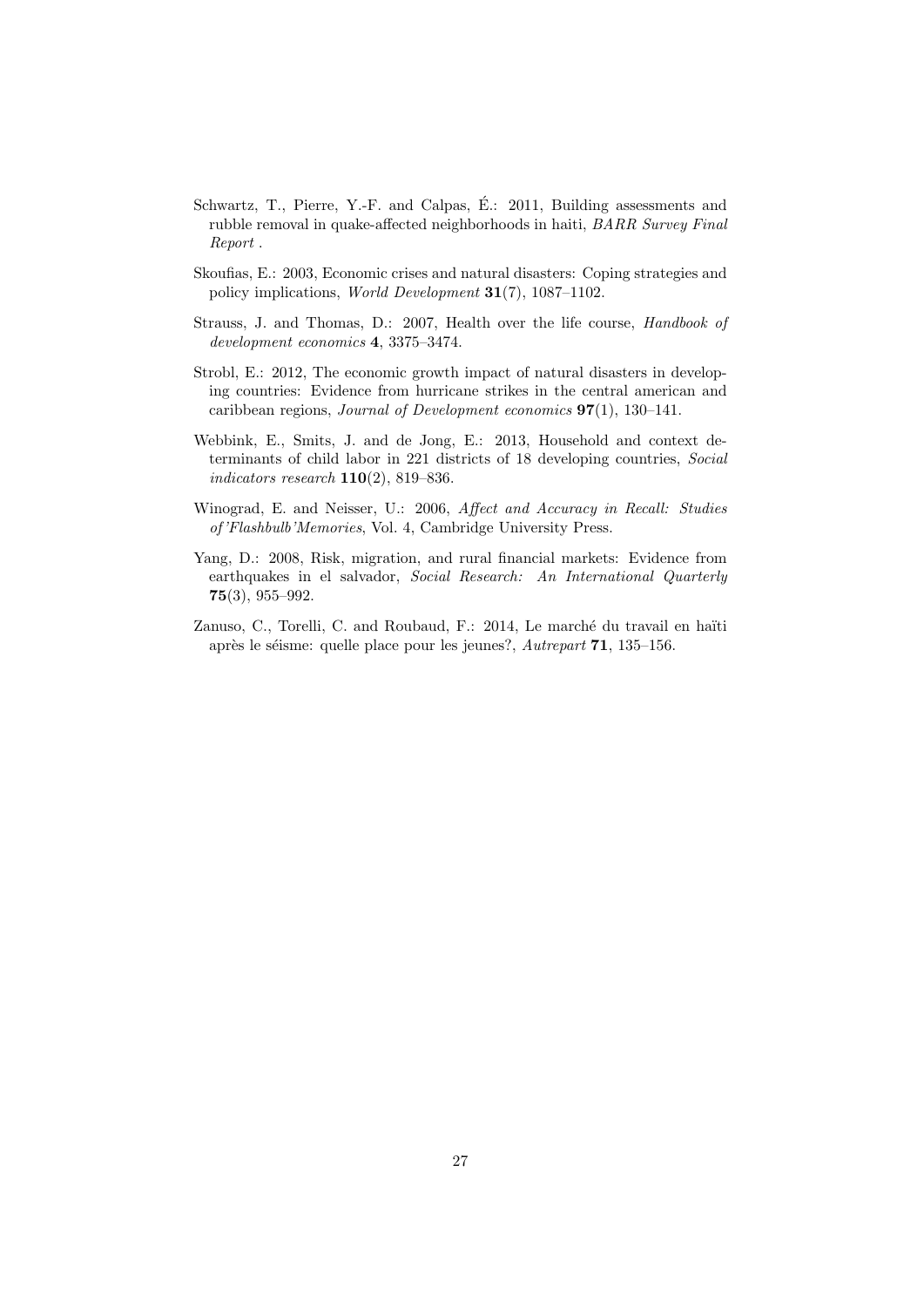Schwartz, T., Pierre, Y.-F. and Calpas, É.: 2011, Building assessments and rubble removal in quake-affected neighborhoods in haiti, *BARR Survey Final Report* .

Skoufias, E.: 2003, Economic crises and natural disasters: Coping strategies and policy implications, *World Development* **31**(7), 1087–1102.

Strauss, J. and Thomas, D.: 2007, Health over the life course, *Handbook of development economics* **4**, 3375–3474.

Strobl, E.: 2012, The economic growth impact of natural disasters in developing countries: Evidence from hurricane strikes in the central american and caribbean regions, *Journal of Development economics* **97**(1), 130–141.

Webbink, E., Smits, J. and de Jong, E.: 2013, Household and context determinants of child labor in 221 districts of 18 developing countries, *Social indicators research* **110**(2), 819–836.

Winograd, E. and Neisser, U.: 2006, *Affect and Accuracy in Recall: Studies of 'Flashbulb'Memories*, Vol. 4, Cambridge University Press.

Yang, D.: 2008, Risk, migration, and rural financial markets: Evidence from earthquakes in el salvador, *Social Research: An International Quarterly* **75**(3), 955–992.

Zanuso, C., Torelli, C. and Roubaud, F.: 2014, Le marché du travail en haïti après le séisme: quelle place pour les jeunes?, *Autrepart* **71**, 135–156.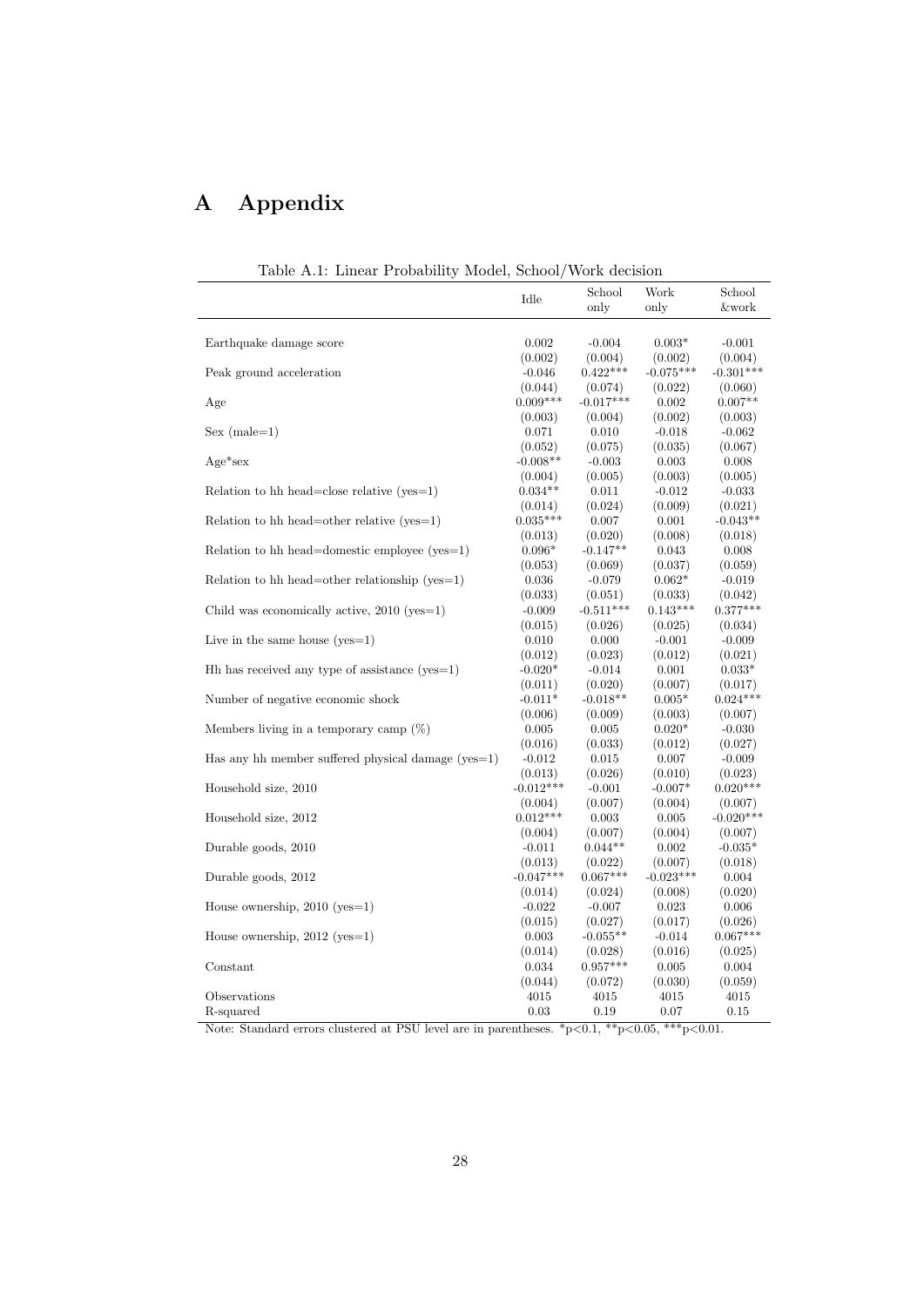# A Appendix

Table A.1: Linear Probability Model, School/Work decision

| | Idle | School only | Work only | School &work |
|---|---|---|---|---|
| Earthquake damage score | 0.002 | -0.004 | 0.003* | -0.001 |
| | (0.002) | (0.004) | (0.002) | (0.004) |
| Peak ground acceleration | -0.046 | 0.422*** | -0.075*** | -0.301*** |
| | (0.044) | (0.074) | (0.022) | (0.060) |
| Age | 0.009*** | -0.017*** | 0.002 | 0.007** |
| | (0.003) | (0.004) | (0.002) | (0.003) |
| Sex (male=1) | 0.071 | 0.010 | -0.018 | -0.062 |
| | (0.052) | (0.075) | (0.035) | (0.067) |
| Age*sex | -0.008** | -0.003 | 0.003 | 0.008 |
| | (0.004) | (0.005) | (0.003) | (0.005) |
| Relation to hh head=close relative (yes=1) | 0.034** | 0.011 | -0.012 | -0.033 |
| | (0.014) | (0.024) | (0.009) | (0.021) |
| Relation to hh head=other relative (yes=1) | 0.035*** | 0.007 | 0.001 | -0.043** |
| | (0.013) | (0.020) | (0.008) | (0.018) |
| Relation to hh head=domestic employee (yes=1) | 0.096* | -0.147** | 0.043 | 0.008 |
| | (0.053) | (0.069) | (0.037) | (0.059) |
| Relation to hh head=other relationship (yes=1) | 0.036 | -0.079 | 0.062* | -0.019 |
| | (0.033) | (0.051) | (0.033) | (0.042) |
| Child was economically active, 2010 (yes=1) | -0.009 | -0.511*** | 0.143*** | 0.377*** |
| | (0.015) | (0.026) | (0.025) | (0.034) |
| Live in the same house (yes=1) | 0.010 | 0.000 | -0.001 | -0.009 |
| | (0.012) | (0.023) | (0.012) | (0.021) |
| Hh has received any type of assistance (yes=1) | -0.020* | -0.014 | 0.001 | 0.033* |
| | (0.011) | (0.020) | (0.007) | (0.017) |
| Number of negative economic shock | -0.011* | -0.018** | 0.005* | 0.024*** |
| | (0.006) | (0.009) | (0.003) | (0.007) |
| Members living in a temporary camp (%) | 0.005 | 0.005 | 0.020* | -0.030 |
| | (0.016) | (0.033) | (0.012) | (0.027) |
| Has any hh member suffered physical damage (yes=1) | -0.012 | 0.015 | 0.007 | -0.009 |
| | (0.013) | (0.026) | (0.010) | (0.023) |
| Household size, 2010 | -0.012*** | -0.001 | -0.007* | 0.020*** |
| | (0.004) | (0.007) | (0.004) | (0.007) |
| Household size, 2012 | 0.012*** | 0.003 | 0.005 | -0.020*** |
| | (0.004) | (0.007) | (0.004) | (0.007) |
| Durable goods, 2010 | -0.011 | 0.044** | 0.002 | -0.035* |
| | (0.013) | (0.022) | (0.007) | (0.018) |
| Durable goods, 2012 | -0.047*** | 0.067*** | -0.023*** | 0.004 |
| | (0.014) | (0.024) | (0.008) | (0.020) |
| House ownership, 2010 (yes=1) | -0.022 | -0.007 | 0.023 | 0.006 |
| | (0.015) | (0.027) | (0.017) | (0.026) |
| House ownership, 2012 (yes=1) | 0.003 | -0.055** | -0.014 | 0.067*** |
| | (0.014) | (0.028) | (0.016) | (0.025) |
| Constant | 0.034 | 0.957*** | 0.005 | 0.004 |
| | (0.044) | (0.072) | (0.030) | (0.059) |
| Observations | 4015 | 4015 | 4015 | 4015 |
| R-squared | 0.03 | 0.19 | 0.07 | 0.15 |

Note: Standard errors clustered at PSU level are in parentheses. *p<0.1, **p<0.05, ***p<0.01.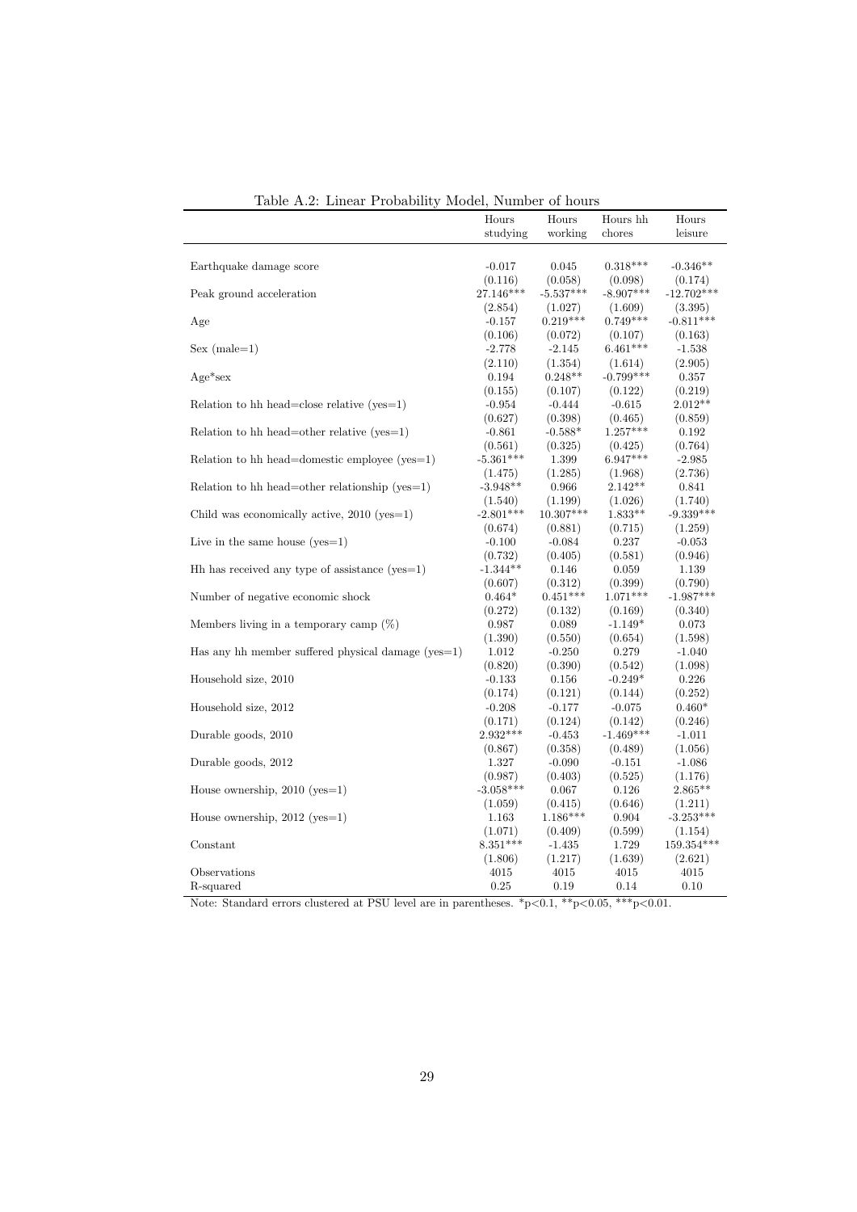Table A.2: Linear Probability Model, Number of hours

| | Hours studying | Hours working | Hours hh chores | Hours leisure |
|---|---|---|---|---|
| Earthquake damage score | -0.017 | 0.045 | 0.318*** | -0.346** |
| | (0.116) | (0.058) | (0.098) | (0.174) |
| Peak ground acceleration | 27.146*** | -5.537*** | -8.907*** | -12.702*** |
| | (2.854) | (1.027) | (1.609) | (3.395) |
| Age | -0.157 | 0.219*** | 0.749*** | -0.811*** |
| | (0.106) | (0.072) | (0.107) | (0.163) |
| Sex (male=1) | -2.778 | -2.145 | 6.461*** | -1.538 |
| | (2.110) | (1.354) | (1.614) | (2.905) |
| Age*sex | 0.194 | 0.248** | -0.799*** | 0.357 |
| | (0.155) | (0.107) | (0.122) | (0.219) |
| Relation to hh head=close relative (yes=1) | -0.954 | -0.444 | -0.615 | 2.012** |
| | (0.627) | (0.398) | (0.465) | (0.859) |
| Relation to hh head=other relative (yes=1) | -0.861 | -0.588* | 1.257*** | 0.192 |
| | (0.561) | (0.325) | (0.425) | (0.764) |
| Relation to hh head=domestic employee (yes=1) | -5.361*** | 1.399 | 6.947*** | -2.985 |
| | (1.475) | (1.285) | (1.968) | (2.736) |
| Relation to hh head=other relationship (yes=1) | -3.948** | 0.966 | 2.142** | 0.841 |
| | (1.540) | (1.199) | (1.026) | (1.740) |
| Child was economically active, 2010 (yes=1) | -2.801*** | 10.307*** | 1.833** | -9.339*** |
| | (0.674) | (0.881) | (0.715) | (1.259) |
| Live in the same house (yes=1) | -0.100 | -0.084 | 0.237 | -0.053 |
| | (0.732) | (0.405) | (0.581) | (0.946) |
| Hh has received any type of assistance (yes=1) | -1.344** | 0.146 | 0.059 | 1.139 |
| | (0.607) | (0.312) | (0.399) | (0.790) |
| Number of negative economic shock | 0.464* | 0.451*** | 1.071*** | -1.987*** |
| | (0.272) | (0.132) | (0.169) | (0.340) |
| Members living in a temporary camp (%) | 0.987 | 0.089 | -1.149* | 0.073 |
| | (1.390) | (0.550) | (0.654) | (1.598) |
| Has any hh member suffered physical damage (yes=1) | 1.012 | -0.250 | 0.279 | -1.040 |
| | (0.820) | (0.390) | (0.542) | (1.098) |
| Household size, 2010 | -0.133 | 0.156 | -0.249* | 0.226 |
| | (0.174) | (0.121) | (0.144) | (0.252) |
| Household size, 2012 | -0.208 | -0.177 | -0.075 | 0.460* |
| | (0.171) | (0.124) | (0.142) | (0.246) |
| Durable goods, 2010 | 2.932*** | -0.453 | -1.469*** | -1.011 |
| | (0.867) | (0.358) | (0.489) | (1.056) |
| Durable goods, 2012 | 1.327 | -0.090 | -0.151 | -1.086 |
| | (0.987) | (0.403) | (0.525) | (1.176) |
| House ownership, 2010 (yes=1) | -3.058*** | 0.067 | 0.126 | 2.865** |
| | (1.059) | (0.415) | (0.646) | (1.211) |
| House ownership, 2012 (yes=1) | 1.163 | 1.186*** | 0.904 | -3.253*** |
| | (1.071) | (0.409) | (0.599) | (1.154) |
| Constant | 8.351*** | -1.435 | 1.729 | 159.354*** |
| | (1.806) | (1.217) | (1.639) | (2.621) |
| Observations | 4015 | 4015 | 4015 | 4015 |
| R-squared | 0.25 | 0.19 | 0.14 | 0.10 |

Note: Standard errors clustered at PSU level are in parentheses. *p<0.1, **p<0.05, ***p<0.01.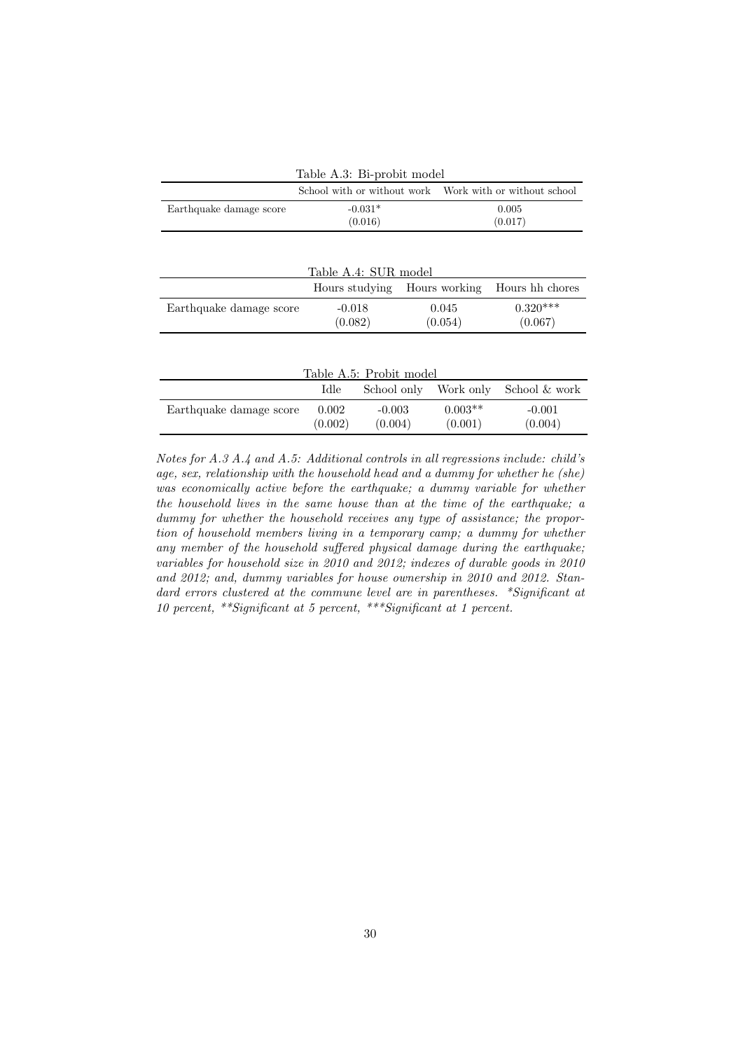Table A.3: Bi-probit model

| | School with or without work | Work with or without school |
|---|---|---|
| Earthquake damage score | -0.031* | 0.005 |
| | (0.016) | (0.017) |

Table A.4: SUR model

| | Hours studying | Hours working | Hours hh chores |
|---|---|---|---|
| Earthquake damage score | -0.018 | 0.045 | 0.320*** |
| | (0.082) | (0.054) | (0.067) |

Table A.5: Probit model

| | Idle | School only | Work only | School & work |
|---|---|---|---|---|
| Earthquake damage score | 0.002 | -0.003 | 0.003** | -0.001 |
| | (0.002) | (0.004) | (0.001) | (0.004) |

*Notes for A.3 A.4 and A.5: Additional controls in all regressions include: child's age, sex, relationship with the household head and a dummy for whether he (she) was economically active before the earthquake; a dummy variable for whether the household lives in the same house than at the time of the earthquake; a dummy for whether the household receives any type of assistance; the proportion of household members living in a temporary camp; a dummy for whether any member of the household suffered physical damage during the earthquake; variables for household size in 2010 and 2012; indexes of durable goods in 2010 and 2012; and, dummy variables for house ownership in 2010 and 2012. Standard errors clustered at the commune level are in parentheses. *Significant at 10 percent, **Significant at 5 percent, ***Significant at 1 percent.*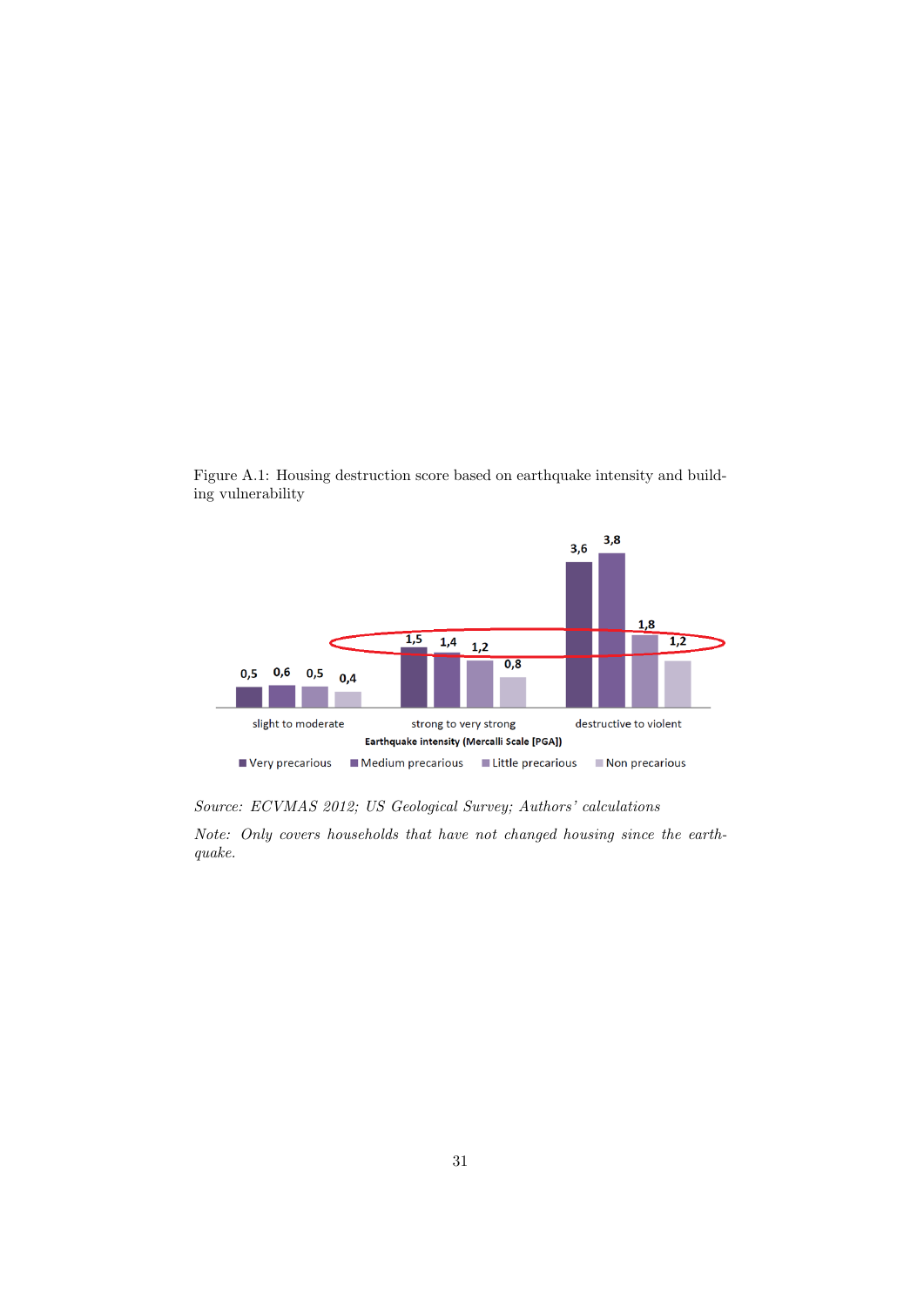Figure A.1: Housing destruction score based on earthquake intensity and building vulnerability

| Earthquake intensity (Mercalli Scale [PGA]) | Very precarious | Medium precarious | Little precarious | Non precarious |
|---|---|---|---|---|
| slight to moderate | 0,5 | 0,6 | 0,5 | 0,4 |
| strong to very strong | 1,5 | 1,4 | 1,2 | 0,8 |
| destructive to violent | 3,6 | 3,8 | 1,8 | 1,2 |

*Source: ECVMAS 2012; US Geological Survey; Authors' calculations*

*Note: Only covers households that have not changed housing since the earthquake.*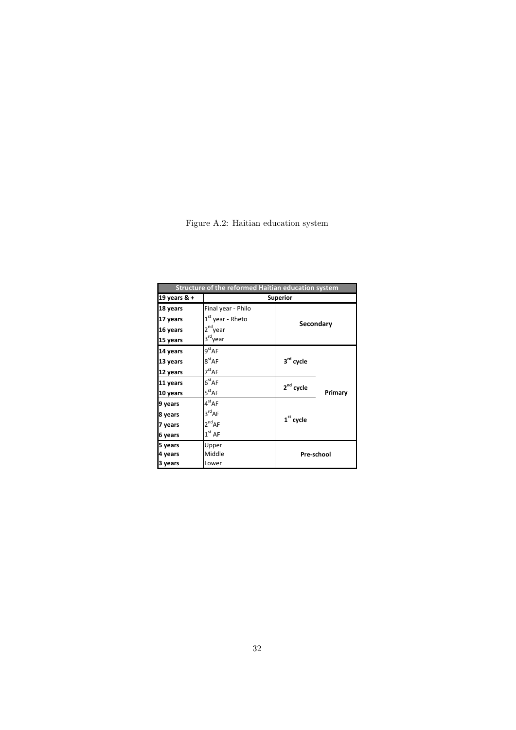Figure A.2: Haitian education system

| Structure of the reformed Haitian education system | | | |
|---|---|---|---|
| 19 years & + | Superior | | |
| 18 years | Final year - Philo | Secondary | |
| 17 years | 1st year - Rheto | | |
| 16 years | 2nd year | | |
| 15 years | 3rd year | | |
| 14 years | 9st AF | 3rd cycle | Primary |
| 13 years | 8st AF | | |
| 12 years | 7st AF | | |
| 11 years | 6st AF | 2nd cycle | |
| 10 years | 5st AF | | |
| 9 years | 4st AF | 1st cycle | |
| 8 years | 3rd AF | | |
| 7 years | 2nd AF | | |
| 6 years | 1st AF | | |
| 5 years | Upper | Pre-school | |
| 4 years | Middle | | |
| 3 years | Lower | | |